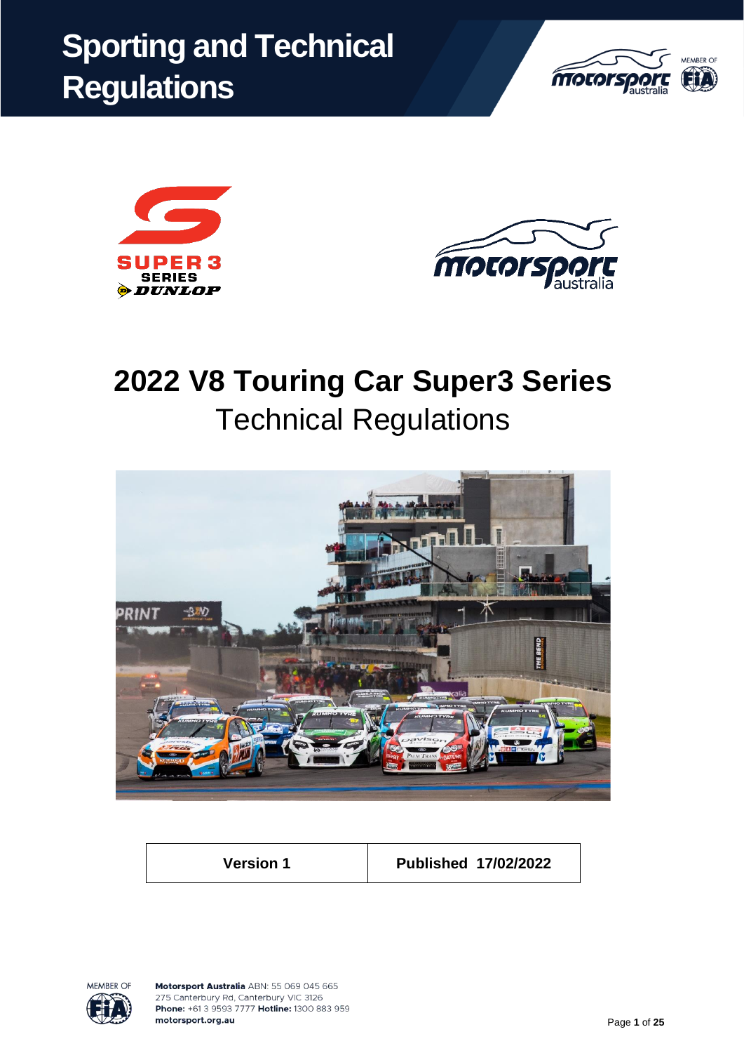# Sporting and Technical Regulations

# 2022 V8 Touring Car Super3 Series

## Technical Regulations

| Version 1 | Published 17/02/2022 |
|---|---|

**Motorsport Australia** ABN: 55 069 045 665
275 Canterbury Rd, Canterbury VIC 3126
**Phone:** +61 3 9593 7777 **Hotline:** 1300 883 959
**motorsport.org.au**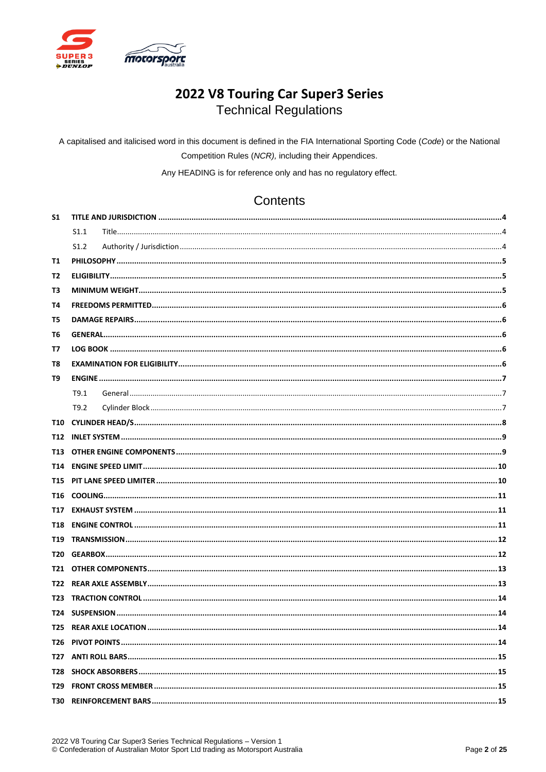# 2022 V8 Touring Car Super3 Series

## Technical Regulations

A capitalised and italicised word in this document is defined in the FIA International Sporting Code (*Code*) or the National Competition Rules (*NCR),* including their Appendices.

Any HEADING is for reference only and has no regulatory effect.

## Contents

| | | |
|---|---|---|
| **S1** | **TITLE AND JURISDICTION** | **4** |
| S1.1 | Title | 4 |
| S1.2 | Authority / Jurisdiction | 4 |
| **T1** | **PHILOSOPHY** | **5** |
| **T2** | **ELIGIBILITY** | **5** |
| **T3** | **MINIMUM WEIGHT** | **5** |
| **T4** | **FREEDOMS PERMITTED** | **6** |
| **T5** | **DAMAGE REPAIRS** | **6** |
| **T6** | **GENERAL** | **6** |
| **T7** | **LOG BOOK** | **6** |
| **T8** | **EXAMINATION FOR ELIGIBILITY** | **6** |
| **T9** | **ENGINE** | **7** |
| T9.1 | General | 7 |
| T9.2 | Cylinder Block | 7 |
| **T10** | **CYLINDER HEAD/S** | **8** |
| **T12** | **INLET SYSTEM** | **9** |
| **T13** | **OTHER ENGINE COMPONENTS** | **9** |
| **T14** | **ENGINE SPEED LIMIT** | **10** |
| **T15** | **PIT LANE SPEED LIMITER** | **10** |
| **T16** | **COOLING** | **11** |
| **T17** | **EXHAUST SYSTEM** | **11** |
| **T18** | **ENGINE CONTROL** | **11** |
| **T19** | **TRANSMISSION** | **12** |
| **T20** | **GEARBOX** | **12** |
| **T21** | **OTHER COMPONENTS** | **13** |
| **T22** | **REAR AXLE ASSEMBLY** | **13** |
| **T23** | **TRACTION CONTROL** | **14** |
| **T24** | **SUSPENSION** | **14** |
| **T25** | **REAR AXLE LOCATION** | **14** |
| **T26** | **PIVOT POINTS** | **14** |
| **T27** | **ANTI ROLL BARS** | **15** |
| **T28** | **SHOCK ABSORBERS** | **15** |
| **T29** | **FRONT CROSS MEMBER** | **15** |
| **T30** | **REINFORCEMENT BARS** | **15** |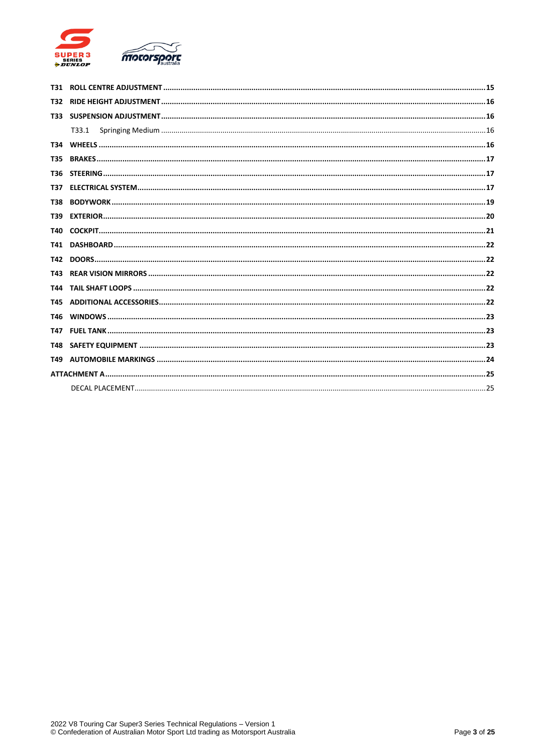| | | |
|---|---|---|
| **T31** | **ROLL CENTRE ADJUSTMENT** | **15** |
| **T32** | **RIDE HEIGHT ADJUSTMENT** | **16** |
| **T33** | **SUSPENSION ADJUSTMENT** | **16** |
| | T33.1 Springing Medium | 16 |
| **T34** | **WHEELS** | **16** |
| **T35** | **BRAKES** | **17** |
| **T36** | **STEERING** | **17** |
| **T37** | **ELECTRICAL SYSTEM** | **17** |
| **T38** | **BODYWORK** | **19** |
| **T39** | **EXTERIOR** | **20** |
| **T40** | **COCKPIT** | **21** |
| **T41** | **DASHBOARD** | **22** |
| **T42** | **DOORS** | **22** |
| **T43** | **REAR VISION MIRRORS** | **22** |
| **T44** | **TAIL SHAFT LOOPS** | **22** |
| **T45** | **ADDITIONAL ACCESSORIES** | **22** |
| **T46** | **WINDOWS** | **23** |
| **T47** | **FUEL TANK** | **23** |
| **T48** | **SAFETY EQUIPMENT** | **23** |
| **T49** | **AUTOMOBILE MARKINGS** | **24** |
| **ATTACHMENT A** | | **25** |
| | DECAL PLACEMENT | 25 |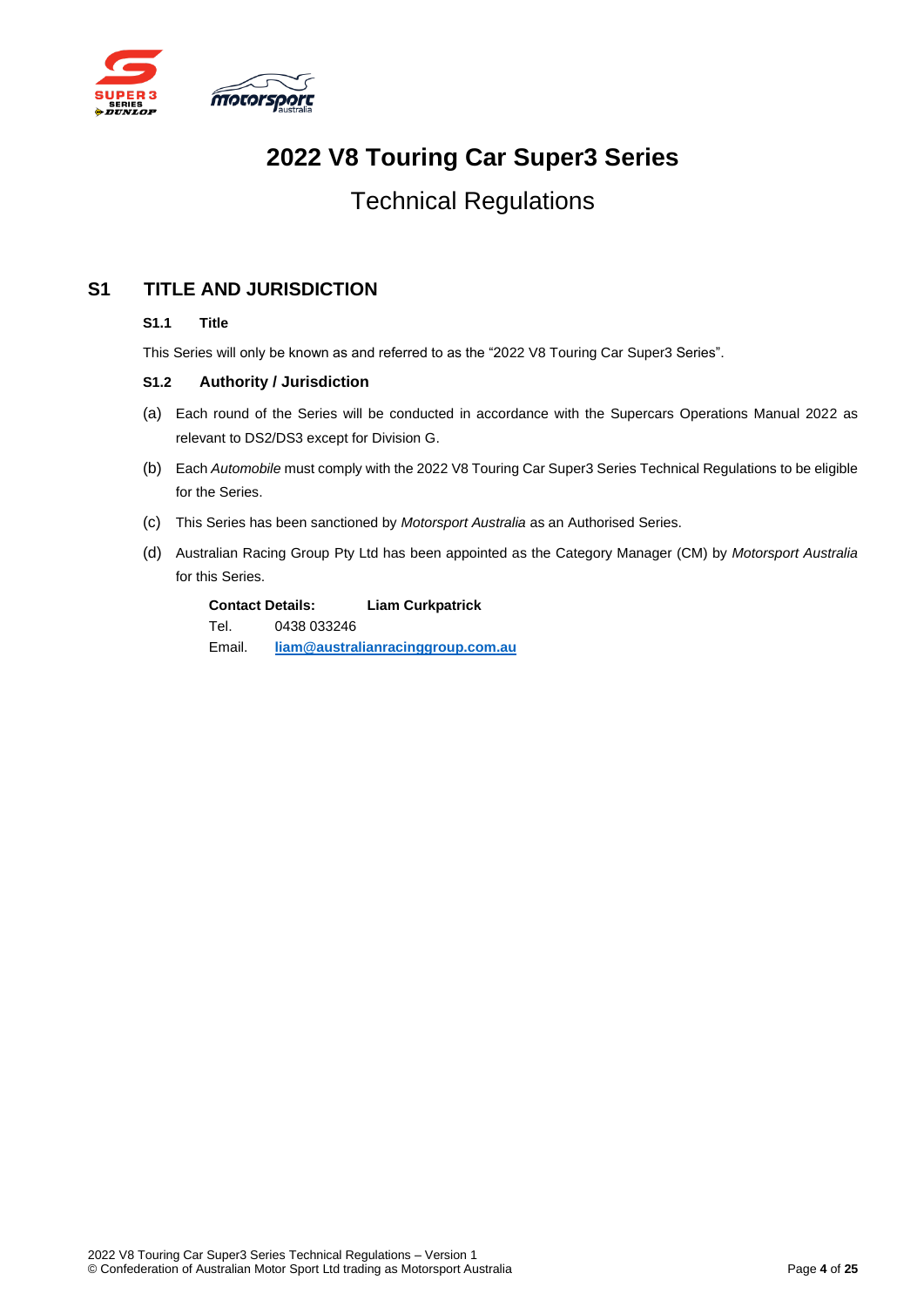# 2022 V8 Touring Car Super3 Series

## Technical Regulations

## S1 TITLE AND JURISDICTION

### S1.1 Title

This Series will only be known as and referred to as the “2022 V8 Touring Car Super3 Series”.

### S1.2 Authority / Jurisdiction

(a) Each round of the Series will be conducted in accordance with the Supercars Operations Manual 2022 as relevant to DS2/DS3 except for Division G.

(b) Each *Automobile* must comply with the 2022 V8 Touring Car Super3 Series Technical Regulations to be eligible for the Series.

(c) This Series has been sanctioned by *Motorsport Australia* as an Authorised Series.

(d) Australian Racing Group Pty Ltd has been appointed as the Category Manager (CM) by *Motorsport Australia* for this Series.

**Contact Details:** **Liam Curkpatrick**
Tel. 0438 033246
Email. **liam@australianracinggroup.com.au**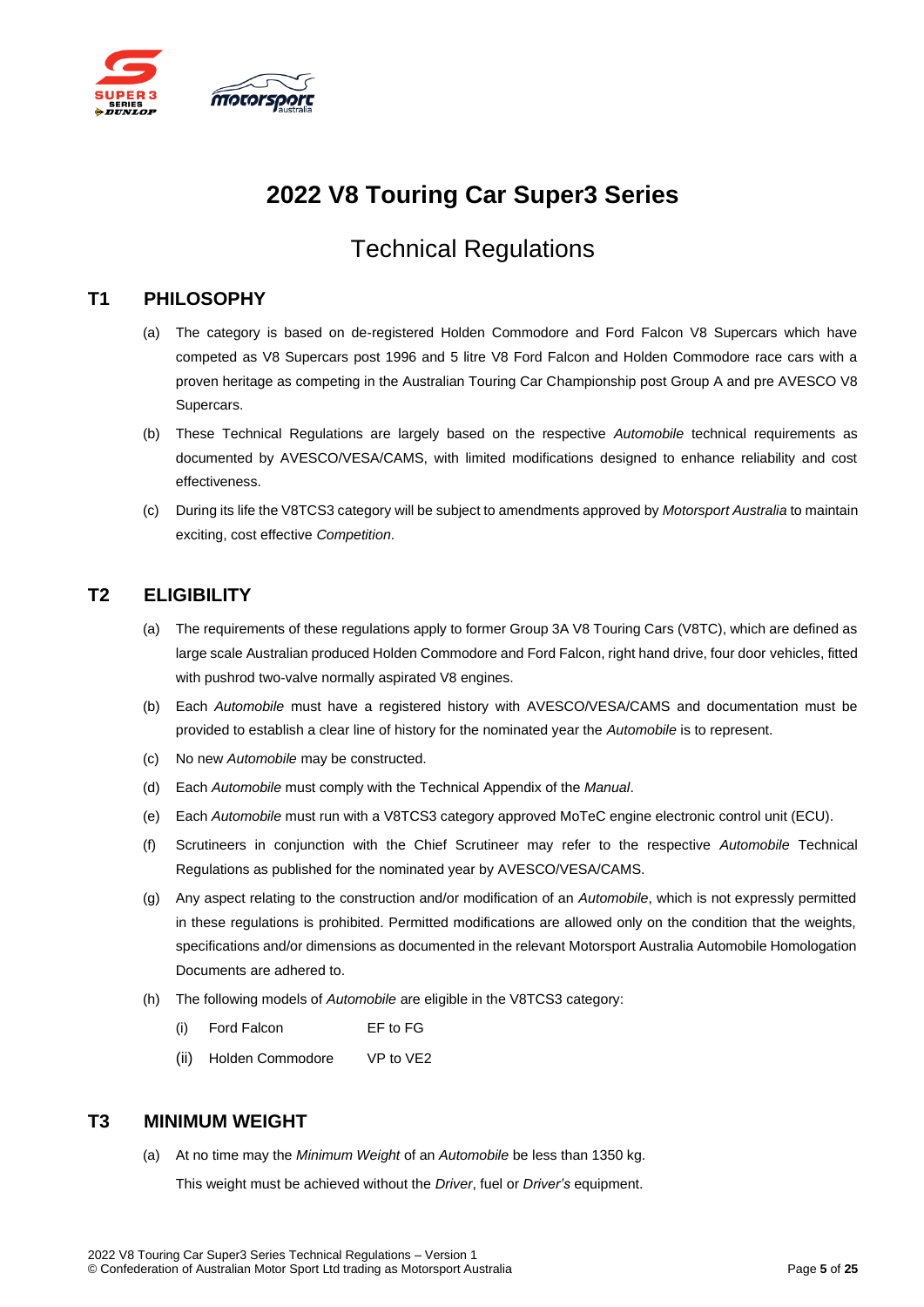# 2022 V8 Touring Car Super3 Series

## Technical Regulations

### T1 PHILOSOPHY

(a) The category is based on de-registered Holden Commodore and Ford Falcon V8 Supercars which have competed as V8 Supercars post 1996 and 5 litre V8 Ford Falcon and Holden Commodore race cars with a proven heritage as competing in the Australian Touring Car Championship post Group A and pre AVESCO V8 Supercars.

(b) These Technical Regulations are largely based on the respective *Automobile* technical requirements as documented by AVESCO/VESA/CAMS, with limited modifications designed to enhance reliability and cost effectiveness.

(c) During its life the V8TCS3 category will be subject to amendments approved by *Motorsport Australia* to maintain exciting, cost effective *Competition*.

### T2 ELIGIBILITY

(a) The requirements of these regulations apply to former Group 3A V8 Touring Cars (V8TC), which are defined as large scale Australian produced Holden Commodore and Ford Falcon, right hand drive, four door vehicles, fitted with pushrod two-valve normally aspirated V8 engines.

(b) Each *Automobile* must have a registered history with AVESCO/VESA/CAMS and documentation must be provided to establish a clear line of history for the nominated year the *Automobile* is to represent.

(c) No new *Automobile* may be constructed.

(d) Each *Automobile* must comply with the Technical Appendix of the *Manual*.

(e) Each *Automobile* must run with a V8TCS3 category approved MoTeC engine electronic control unit (ECU).

(f) Scrutineers in conjunction with the Chief Scrutineer may refer to the respective *Automobile* Technical Regulations as published for the nominated year by AVESCO/VESA/CAMS.

(g) Any aspect relating to the construction and/or modification of an *Automobile*, which is not expressly permitted in these regulations is prohibited. Permitted modifications are allowed only on the condition that the weights, specifications and/or dimensions as documented in the relevant Motorsport Australia Automobile Homologation Documents are adhered to.

(h) The following models of *Automobile* are eligible in the V8TCS3 category:

   (i) Ford Falcon EF to FG

   (ii) Holden Commodore VP to VE2

### T3 MINIMUM WEIGHT

(a) At no time may the *Minimum Weight* of an *Automobile* be less than 1350 kg.

This weight must be achieved without the *Driver*, fuel or *Driver's* equipment.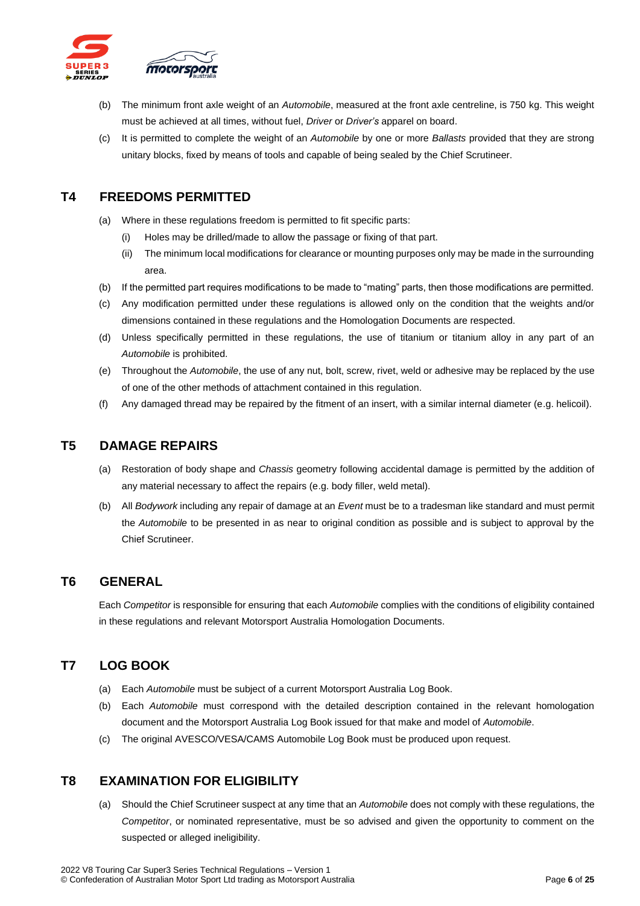(b) The minimum front axle weight of an *Automobile*, measured at the front axle centreline, is 750 kg. This weight must be achieved at all times, without fuel, *Driver* or *Driver's* apparel on board.

(c) It is permitted to complete the weight of an *Automobile* by one or more *Ballasts* provided that they are strong unitary blocks, fixed by means of tools and capable of being sealed by the Chief Scrutineer.

## T4 FREEDOMS PERMITTED

(a) Where in these regulations freedom is permitted to fit specific parts:

- (i) Holes may be drilled/made to allow the passage or fixing of that part.
- (ii) The minimum local modifications for clearance or mounting purposes only may be made in the surrounding area.

(b) If the permitted part requires modifications to be made to "mating" parts, then those modifications are permitted.

(c) Any modification permitted under these regulations is allowed only on the condition that the weights and/or dimensions contained in these regulations and the Homologation Documents are respected.

(d) Unless specifically permitted in these regulations, the use of titanium or titanium alloy in any part of an *Automobile* is prohibited.

(e) Throughout the *Automobile*, the use of any nut, bolt, screw, rivet, weld or adhesive may be replaced by the use of one of the other methods of attachment contained in this regulation.

(f) Any damaged thread may be repaired by the fitment of an insert, with a similar internal diameter (e.g. helicoil).

## T5 DAMAGE REPAIRS

(a) Restoration of body shape and *Chassis* geometry following accidental damage is permitted by the addition of any material necessary to affect the repairs (e.g. body filler, weld metal).

(b) All *Bodywork* including any repair of damage at an *Event* must be to a tradesman like standard and must permit the *Automobile* to be presented in as near to original condition as possible and is subject to approval by the Chief Scrutineer.

## T6 GENERAL

Each *Competitor* is responsible for ensuring that each *Automobile* complies with the conditions of eligibility contained in these regulations and relevant Motorsport Australia Homologation Documents.

## T7 LOG BOOK

(a) Each *Automobile* must be subject of a current Motorsport Australia Log Book.

(b) Each *Automobile* must correspond with the detailed description contained in the relevant homologation document and the Motorsport Australia Log Book issued for that make and model of *Automobile*.

(c) The original AVESCO/VESA/CAMS Automobile Log Book must be produced upon request.

## T8 EXAMINATION FOR ELIGIBILITY

(a) Should the Chief Scrutineer suspect at any time that an *Automobile* does not comply with these regulations, the *Competitor*, or nominated representative, must be so advised and given the opportunity to comment on the suspected or alleged ineligibility.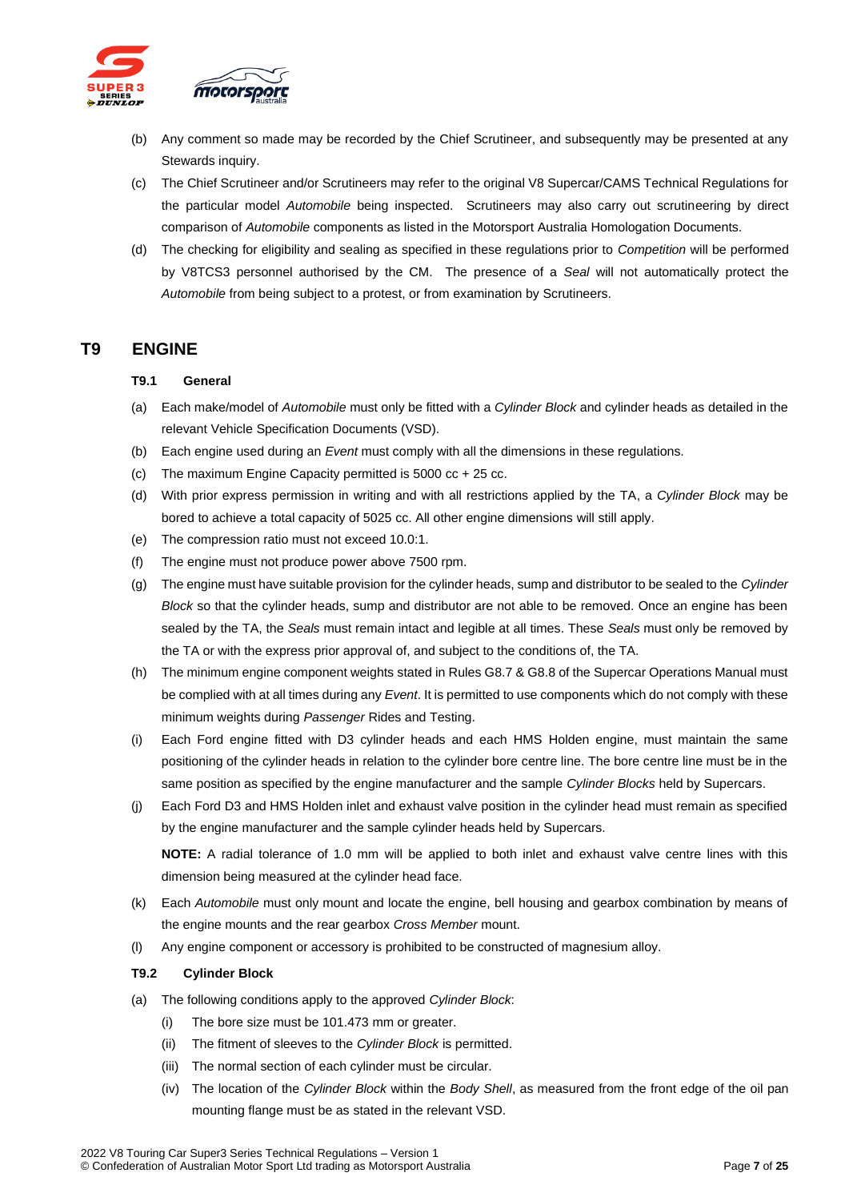(b) Any comment so made may be recorded by the Chief Scrutineer, and subsequently may be presented at any Stewards inquiry.

(c) The Chief Scrutineer and/or Scrutineers may refer to the original V8 Supercar/CAMS Technical Regulations for the particular model *Automobile* being inspected. Scrutineers may also carry out scrutineering by direct comparison of *Automobile* components as listed in the Motorsport Australia Homologation Documents.

(d) The checking for eligibility and sealing as specified in these regulations prior to *Competition* will be performed by V8TCS3 personnel authorised by the CM. The presence of a *Seal* will not automatically protect the *Automobile* from being subject to a protest, or from examination by Scrutineers.

# T9 ENGINE

## T9.1 General

(a) Each make/model of *Automobile* must only be fitted with a *Cylinder Block* and cylinder heads as detailed in the relevant Vehicle Specification Documents (VSD).

(b) Each engine used during an *Event* must comply with all the dimensions in these regulations.

(c) The maximum Engine Capacity permitted is 5000 cc + 25 cc.

(d) With prior express permission in writing and with all restrictions applied by the TA, a *Cylinder Block* may be bored to achieve a total capacity of 5025 cc. All other engine dimensions will still apply.

(e) The compression ratio must not exceed 10.0:1.

(f) The engine must not produce power above 7500 rpm.

(g) The engine must have suitable provision for the cylinder heads, sump and distributor to be sealed to the *Cylinder Block* so that the cylinder heads, sump and distributor are not able to be removed. Once an engine has been sealed by the TA, the *Seals* must remain intact and legible at all times. These *Seals* must only be removed by the TA or with the express prior approval of, and subject to the conditions of, the TA.

(h) The minimum engine component weights stated in Rules G8.7 & G8.8 of the Supercar Operations Manual must be complied with at all times during any *Event*. It is permitted to use components which do not comply with these minimum weights during *Passenger* Rides and Testing.

(i) Each Ford engine fitted with D3 cylinder heads and each HMS Holden engine, must maintain the same positioning of the cylinder heads in relation to the cylinder bore centre line. The bore centre line must be in the same position as specified by the engine manufacturer and the sample *Cylinder Blocks* held by Supercars.

(j) Each Ford D3 and HMS Holden inlet and exhaust valve position in the cylinder head must remain as specified by the engine manufacturer and the sample cylinder heads held by Supercars.

**NOTE:** A radial tolerance of 1.0 mm will be applied to both inlet and exhaust valve centre lines with this dimension being measured at the cylinder head face.

(k) Each *Automobile* must only mount and locate the engine, bell housing and gearbox combination by means of the engine mounts and the rear gearbox *Cross Member* mount.

(l) Any engine component or accessory is prohibited to be constructed of magnesium alloy.

## T9.2 Cylinder Block

(a) The following conditions apply to the approved *Cylinder Block*:

  (i) The bore size must be 101.473 mm or greater.

  (ii) The fitment of sleeves to the *Cylinder Block* is permitted.

  (iii) The normal section of each cylinder must be circular.

  (iv) The location of the *Cylinder Block* within the *Body Shell*, as measured from the front edge of the oil pan mounting flange must be as stated in the relevant VSD.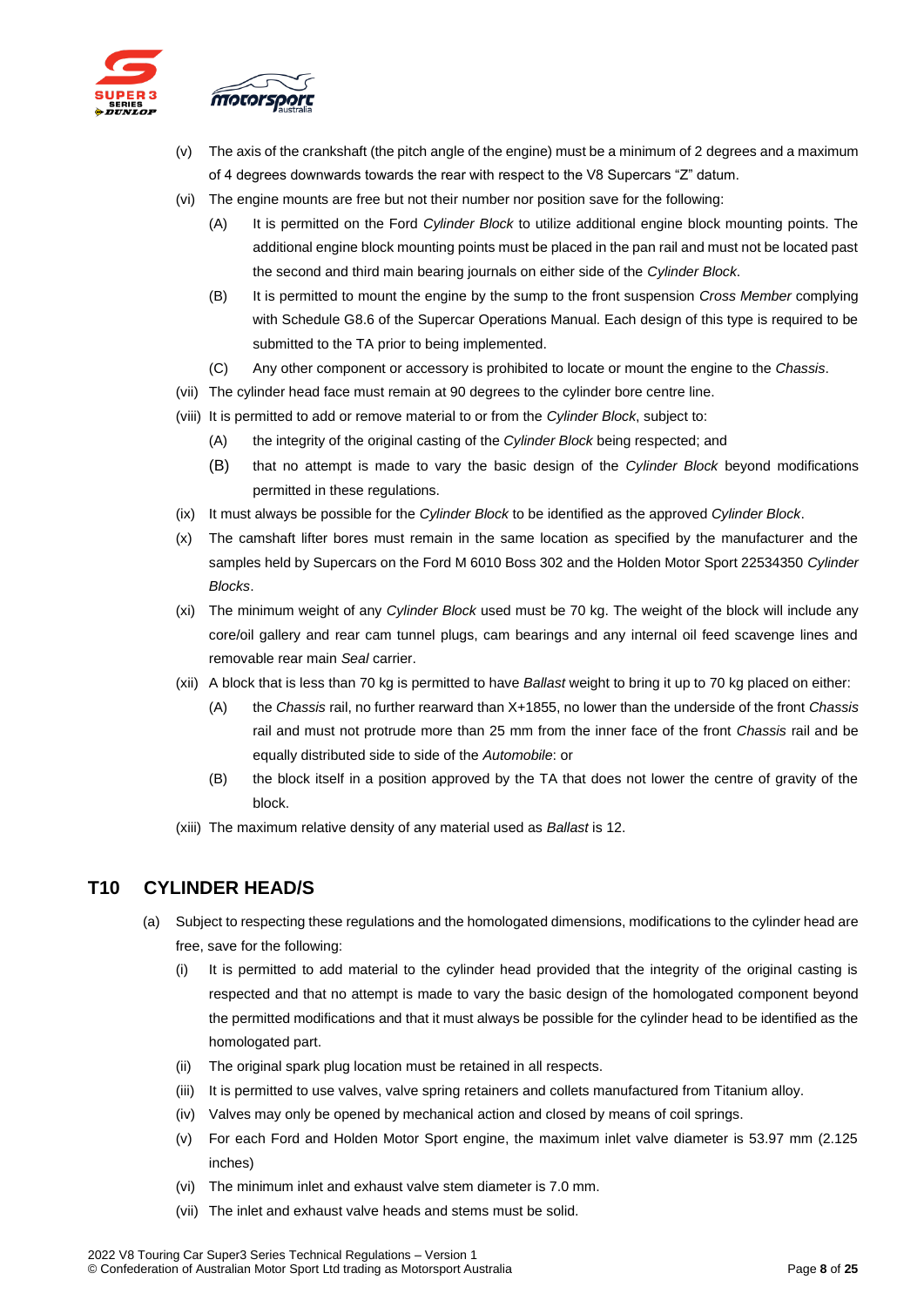(v) The axis of the crankshaft (the pitch angle of the engine) must be a minimum of 2 degrees and a maximum of 4 degrees downwards towards the rear with respect to the V8 Supercars "Z" datum.

(vi) The engine mounts are free but not their number nor position save for the following:

(A) It is permitted on the Ford *Cylinder Block* to utilize additional engine block mounting points. The additional engine block mounting points must be placed in the pan rail and must not be located past the second and third main bearing journals on either side of the *Cylinder Block*.

(B) It is permitted to mount the engine by the sump to the front suspension *Cross Member* complying with Schedule G8.6 of the Supercar Operations Manual. Each design of this type is required to be submitted to the TA prior to being implemented.

(C) Any other component or accessory is prohibited to locate or mount the engine to the *Chassis*.

(vii) The cylinder head face must remain at 90 degrees to the cylinder bore centre line.

(viii) It is permitted to add or remove material to or from the *Cylinder Block*, subject to:

(A) the integrity of the original casting of the *Cylinder Block* being respected; and

(B) that no attempt is made to vary the basic design of the *Cylinder Block* beyond modifications permitted in these regulations.

(ix) It must always be possible for the *Cylinder Block* to be identified as the approved *Cylinder Block*.

(x) The camshaft lifter bores must remain in the same location as specified by the manufacturer and the samples held by Supercars on the Ford M 6010 Boss 302 and the Holden Motor Sport 22534350 *Cylinder Blocks*.

(xi) The minimum weight of any *Cylinder Block* used must be 70 kg. The weight of the block will include any core/oil gallery and rear cam tunnel plugs, cam bearings and any internal oil feed scavenge lines and removable rear main *Seal* carrier.

(xii) A block that is less than 70 kg is permitted to have *Ballast* weight to bring it up to 70 kg placed on either:

(A) the *Chassis* rail, no further rearward than X+1855, no lower than the underside of the front *Chassis* rail and must not protrude more than 25 mm from the inner face of the front *Chassis* rail and be equally distributed side to side of the *Automobile*: or

(B) the block itself in a position approved by the TA that does not lower the centre of gravity of the block.

(xiii) The maximum relative density of any material used as *Ballast* is 12.

## T10 CYLINDER HEAD/S

(a) Subject to respecting these regulations and the homologated dimensions, modifications to the cylinder head are free, save for the following:

(i) It is permitted to add material to the cylinder head provided that the integrity of the original casting is respected and that no attempt is made to vary the basic design of the homologated component beyond the permitted modifications and that it must always be possible for the cylinder head to be identified as the homologated part.

(ii) The original spark plug location must be retained in all respects.

(iii) It is permitted to use valves, valve spring retainers and collets manufactured from Titanium alloy.

(iv) Valves may only be opened by mechanical action and closed by means of coil springs.

(v) For each Ford and Holden Motor Sport engine, the maximum inlet valve diameter is 53.97 mm (2.125 inches)

(vi) The minimum inlet and exhaust valve stem diameter is 7.0 mm.

(vii) The inlet and exhaust valve heads and stems must be solid.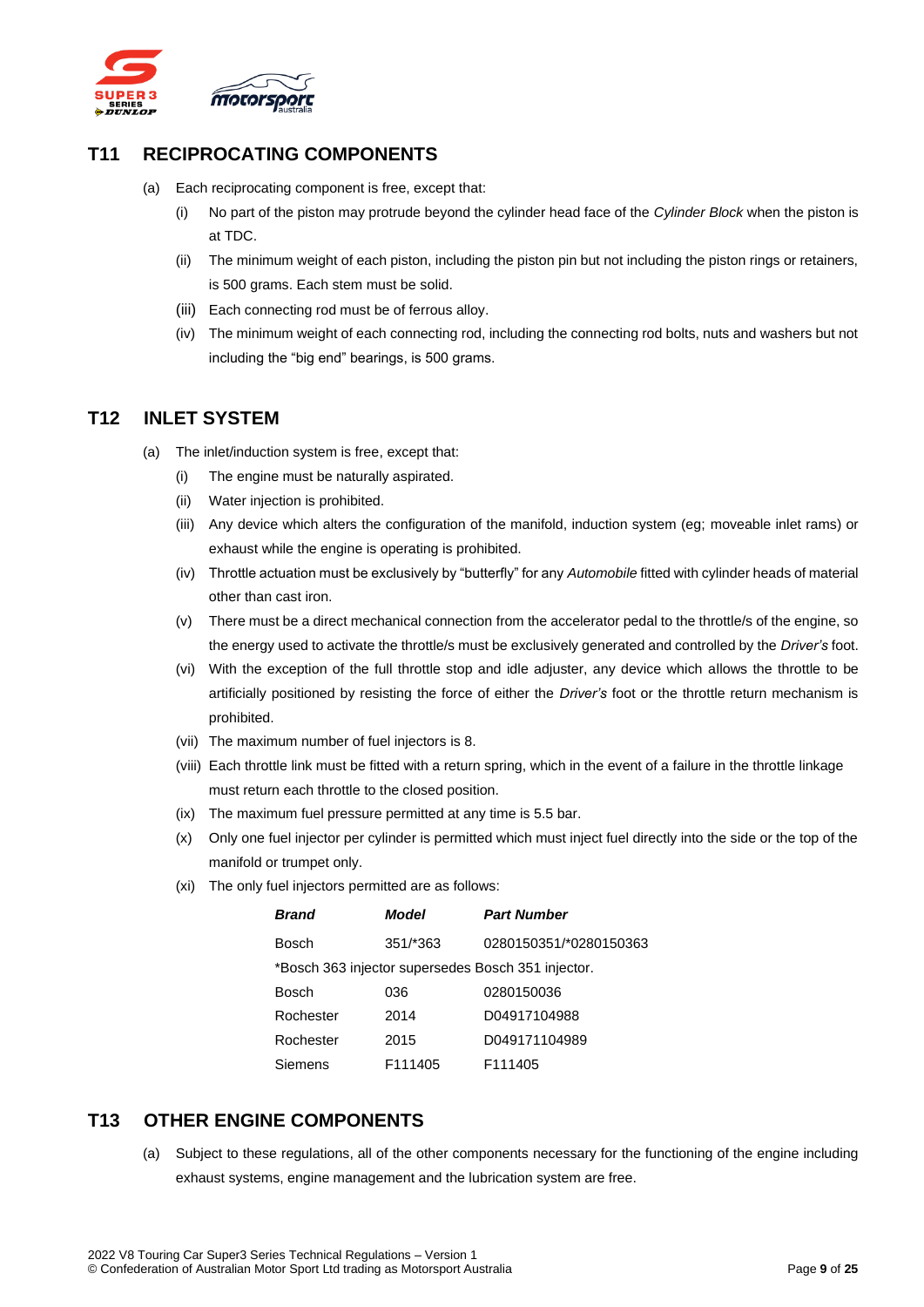## T11 RECIPROCATING COMPONENTS

(a) Each reciprocating component is free, except that:

(i) No part of the piston may protrude beyond the cylinder head face of the *Cylinder Block* when the piston is at TDC.

(ii) The minimum weight of each piston, including the piston pin but not including the piston rings or retainers, is 500 grams. Each stem must be solid.

(iii) Each connecting rod must be of ferrous alloy.

(iv) The minimum weight of each connecting rod, including the connecting rod bolts, nuts and washers but not including the "big end" bearings, is 500 grams.

## T12 INLET SYSTEM

(a) The inlet/induction system is free, except that:

(i) The engine must be naturally aspirated.

(ii) Water injection is prohibited.

(iii) Any device which alters the configuration of the manifold, induction system (eg; moveable inlet rams) or exhaust while the engine is operating is prohibited.

(iv) Throttle actuation must be exclusively by "butterfly" for any *Automobile* fitted with cylinder heads of material other than cast iron.

(v) There must be a direct mechanical connection from the accelerator pedal to the throttle/s of the engine, so the energy used to activate the throttle/s must be exclusively generated and controlled by the *Driver's* foot.

(vi) With the exception of the full throttle stop and idle adjuster, any device which allows the throttle to be artificially positioned by resisting the force of either the *Driver's* foot or the throttle return mechanism is prohibited.

(vii) The maximum number of fuel injectors is 8.

(viii) Each throttle link must be fitted with a return spring, which in the event of a failure in the throttle linkage must return each throttle to the closed position.

(ix) The maximum fuel pressure permitted at any time is 5.5 bar.

(x) Only one fuel injector per cylinder is permitted which must inject fuel directly into the side or the top of the manifold or trumpet only.

(xi) The only fuel injectors permitted are as follows:

| ***Brand*** | ***Model*** | ***Part Number*** |
|---|---|---|
| Bosch | 351/*363 | 0280150351/*0280150363 |
| *Bosch 363 injector supersedes Bosch 351 injector. | | |
| Bosch | 036 | 0280150036 |
| Rochester | 2014 | D04917104988 |
| Rochester | 2015 | D049171104989 |
| Siemens | F111405 | F111405 |

## T13 OTHER ENGINE COMPONENTS

(a) Subject to these regulations, all of the other components necessary for the functioning of the engine including exhaust systems, engine management and the lubrication system are free.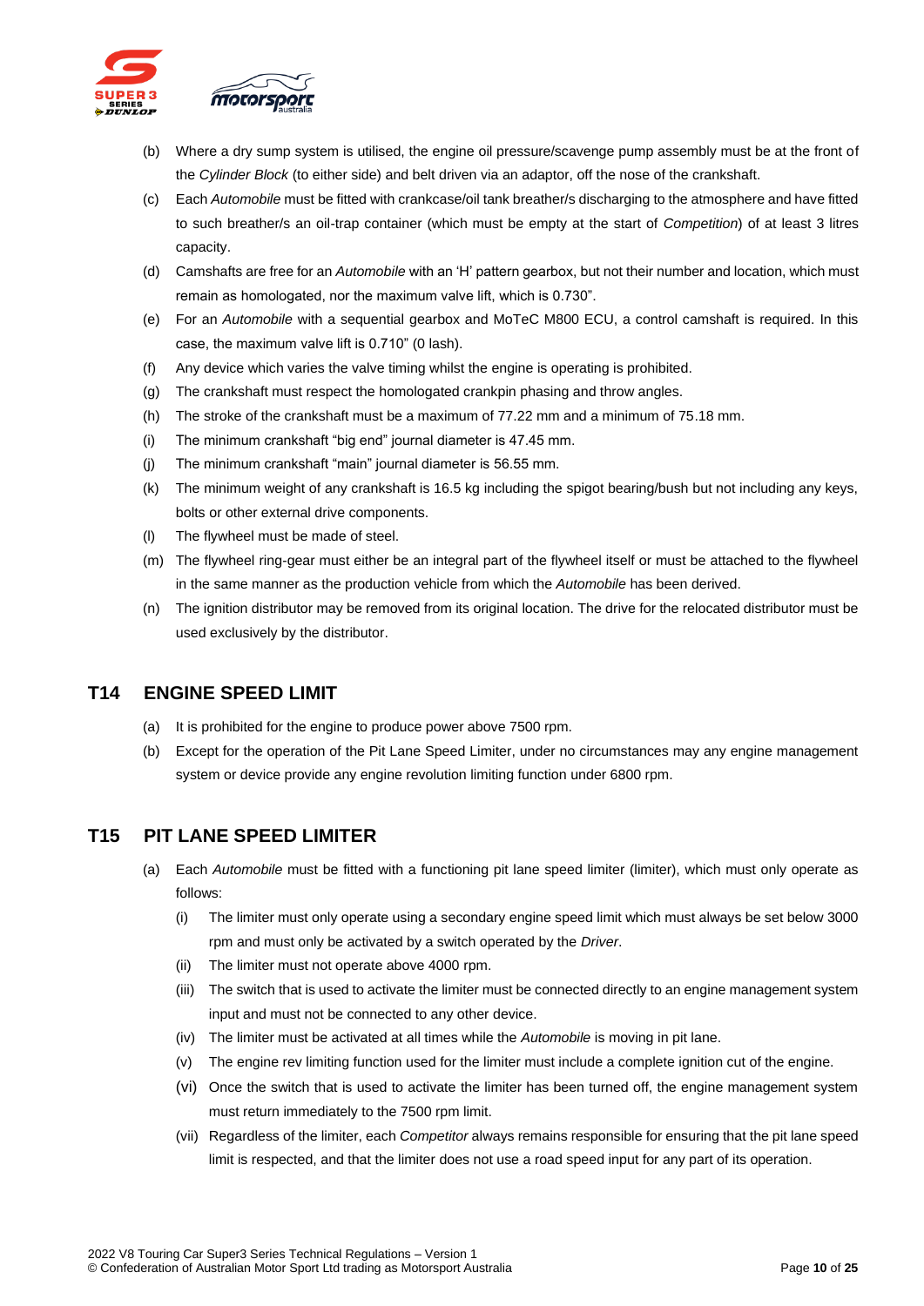(b) Where a dry sump system is utilised, the engine oil pressure/scavenge pump assembly must be at the front of the *Cylinder Block* (to either side) and belt driven via an adaptor, off the nose of the crankshaft.

(c) Each *Automobile* must be fitted with crankcase/oil tank breather/s discharging to the atmosphere and have fitted to such breather/s an oil-trap container (which must be empty at the start of *Competition*) of at least 3 litres capacity.

(d) Camshafts are free for an *Automobile* with an 'H' pattern gearbox, but not their number and location, which must remain as homologated, nor the maximum valve lift, which is 0.730".

(e) For an *Automobile* with a sequential gearbox and MoTeC M800 ECU, a control camshaft is required. In this case, the maximum valve lift is 0.710" (0 lash).

(f) Any device which varies the valve timing whilst the engine is operating is prohibited.

(g) The crankshaft must respect the homologated crankpin phasing and throw angles.

(h) The stroke of the crankshaft must be a maximum of 77.22 mm and a minimum of 75.18 mm.

(i) The minimum crankshaft "big end" journal diameter is 47.45 mm.

(j) The minimum crankshaft "main" journal diameter is 56.55 mm.

(k) The minimum weight of any crankshaft is 16.5 kg including the spigot bearing/bush but not including any keys, bolts or other external drive components.

(l) The flywheel must be made of steel.

(m) The flywheel ring-gear must either be an integral part of the flywheel itself or must be attached to the flywheel in the same manner as the production vehicle from which the *Automobile* has been derived.

(n) The ignition distributor may be removed from its original location. The drive for the relocated distributor must be used exclusively by the distributor.

## T14 ENGINE SPEED LIMIT

(a) It is prohibited for the engine to produce power above 7500 rpm.

(b) Except for the operation of the Pit Lane Speed Limiter, under no circumstances may any engine management system or device provide any engine revolution limiting function under 6800 rpm.

## T15 PIT LANE SPEED LIMITER

(a) Each *Automobile* must be fitted with a functioning pit lane speed limiter (limiter), which must only operate as follows:

  (i) The limiter must only operate using a secondary engine speed limit which must always be set below 3000 rpm and must only be activated by a switch operated by the *Driver*.

  (ii) The limiter must not operate above 4000 rpm.

  (iii) The switch that is used to activate the limiter must be connected directly to an engine management system input and must not be connected to any other device.

  (iv) The limiter must be activated at all times while the *Automobile* is moving in pit lane.

  (v) The engine rev limiting function used for the limiter must include a complete ignition cut of the engine.

  (vi) Once the switch that is used to activate the limiter has been turned off, the engine management system must return immediately to the 7500 rpm limit.

  (vii) Regardless of the limiter, each *Competitor* always remains responsible for ensuring that the pit lane speed limit is respected, and that the limiter does not use a road speed input for any part of its operation.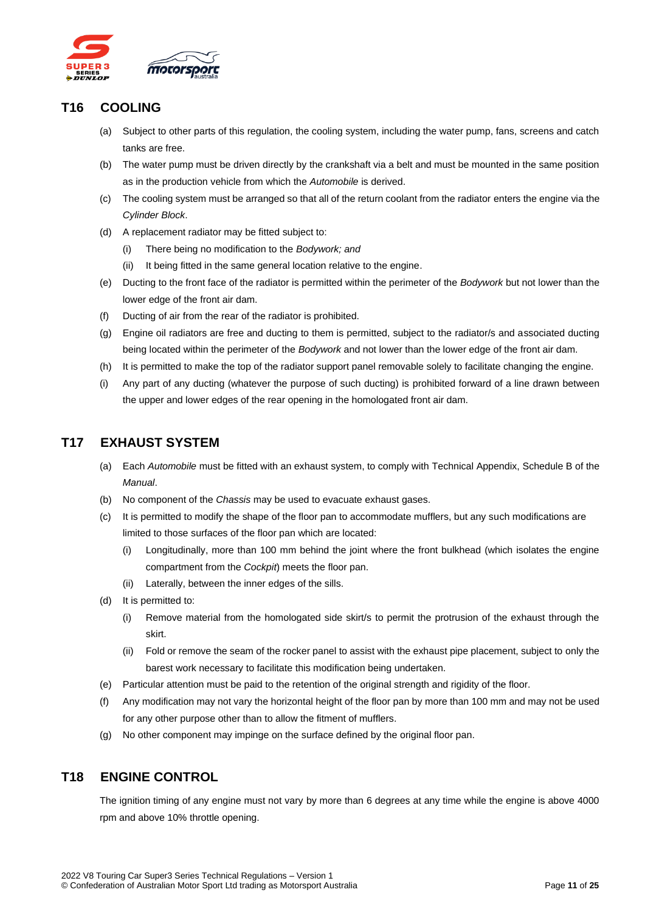## T16 COOLING

(a) Subject to other parts of this regulation, the cooling system, including the water pump, fans, screens and catch tanks are free.

(b) The water pump must be driven directly by the crankshaft via a belt and must be mounted in the same position as in the production vehicle from which the *Automobile* is derived.

(c) The cooling system must be arranged so that all of the return coolant from the radiator enters the engine via the *Cylinder Block*.

(d) A replacement radiator may be fitted subject to:

  (i) There being no modification to the *Bodywork; and*

  (ii) It being fitted in the same general location relative to the engine.

(e) Ducting to the front face of the radiator is permitted within the perimeter of the *Bodywork* but not lower than the lower edge of the front air dam.

(f) Ducting of air from the rear of the radiator is prohibited.

(g) Engine oil radiators are free and ducting to them is permitted, subject to the radiator/s and associated ducting being located within the perimeter of the *Bodywork* and not lower than the lower edge of the front air dam.

(h) It is permitted to make the top of the radiator support panel removable solely to facilitate changing the engine.

(i) Any part of any ducting (whatever the purpose of such ducting) is prohibited forward of a line drawn between the upper and lower edges of the rear opening in the homologated front air dam.

## T17 EXHAUST SYSTEM

(a) Each *Automobile* must be fitted with an exhaust system, to comply with Technical Appendix, Schedule B of the *Manual*.

(b) No component of the *Chassis* may be used to evacuate exhaust gases.

(c) It is permitted to modify the shape of the floor pan to accommodate mufflers, but any such modifications are limited to those surfaces of the floor pan which are located:

  (i) Longitudinally, more than 100 mm behind the joint where the front bulkhead (which isolates the engine compartment from the *Cockpit*) meets the floor pan.

  (ii) Laterally, between the inner edges of the sills.

(d) It is permitted to:

  (i) Remove material from the homologated side skirt/s to permit the protrusion of the exhaust through the skirt.

  (ii) Fold or remove the seam of the rocker panel to assist with the exhaust pipe placement, subject to only the barest work necessary to facilitate this modification being undertaken.

(e) Particular attention must be paid to the retention of the original strength and rigidity of the floor.

(f) Any modification may not vary the horizontal height of the floor pan by more than 100 mm and may not be used for any other purpose other than to allow the fitment of mufflers.

(g) No other component may impinge on the surface defined by the original floor pan.

## T18 ENGINE CONTROL

The ignition timing of any engine must not vary by more than 6 degrees at any time while the engine is above 4000 rpm and above 10% throttle opening.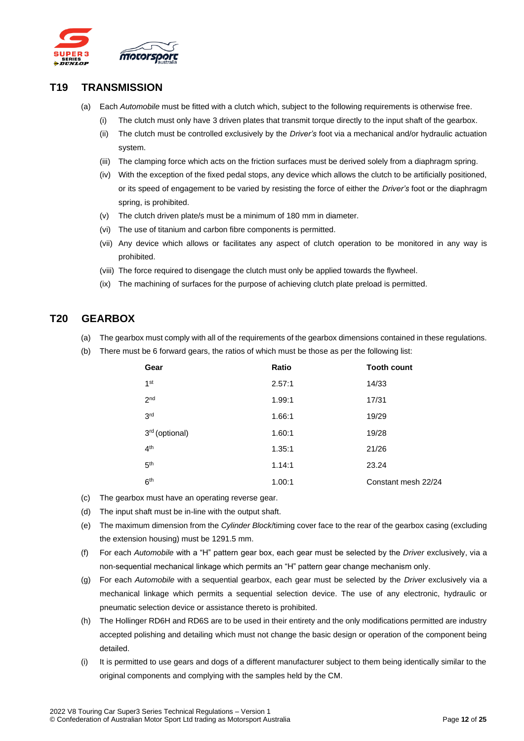## T19 TRANSMISSION

(a) Each *Automobile* must be fitted with a clutch which, subject to the following requirements is otherwise free.

(i) The clutch must only have 3 driven plates that transmit torque directly to the input shaft of the gearbox.

(ii) The clutch must be controlled exclusively by the *Driver's* foot via a mechanical and/or hydraulic actuation system.

(iii) The clamping force which acts on the friction surfaces must be derived solely from a diaphragm spring.

(iv) With the exception of the fixed pedal stops, any device which allows the clutch to be artificially positioned, or its speed of engagement to be varied by resisting the force of either the *Driver's* foot or the diaphragm spring, is prohibited.

(v) The clutch driven plate/s must be a minimum of 180 mm in diameter.

(vi) The use of titanium and carbon fibre components is permitted.

(vii) Any device which allows or facilitates any aspect of clutch operation to be monitored in any way is prohibited.

(viii) The force required to disengage the clutch must only be applied towards the flywheel.

(ix) The machining of surfaces for the purpose of achieving clutch plate preload is permitted.

## T20 GEARBOX

(a) The gearbox must comply with all of the requirements of the gearbox dimensions contained in these regulations.

(b) There must be 6 forward gears, the ratios of which must be those as per the following list:

| Gear | Ratio | Tooth count |
|---|---|---|
| 1st | 2.57:1 | 14/33 |
| 2nd | 1.99:1 | 17/31 |
| 3rd | 1.66:1 | 19/29 |
| 3rd (optional) | 1.60:1 | 19/28 |
| 4th | 1.35:1 | 21/26 |
| 5th | 1.14:1 | 23.24 |
| 6th | 1.00:1 | Constant mesh 22/24 |

(c) The gearbox must have an operating reverse gear.

(d) The input shaft must be in-line with the output shaft.

(e) The maximum dimension from the *Cylinder Block*/timing cover face to the rear of the gearbox casing (excluding the extension housing) must be 1291.5 mm.

(f) For each *Automobile* with a "H" pattern gear box, each gear must be selected by the *Driver* exclusively, via a non-sequential mechanical linkage which permits an "H" pattern gear change mechanism only.

(g) For each *Automobile* with a sequential gearbox, each gear must be selected by the *Driver* exclusively via a mechanical linkage which permits a sequential selection device. The use of any electronic, hydraulic or pneumatic selection device or assistance thereto is prohibited.

(h) The Hollinger RD6H and RD6S are to be used in their entirety and the only modifications permitted are industry accepted polishing and detailing which must not change the basic design or operation of the component being detailed.

(i) It is permitted to use gears and dogs of a different manufacturer subject to them being identically similar to the original components and complying with the samples held by the CM.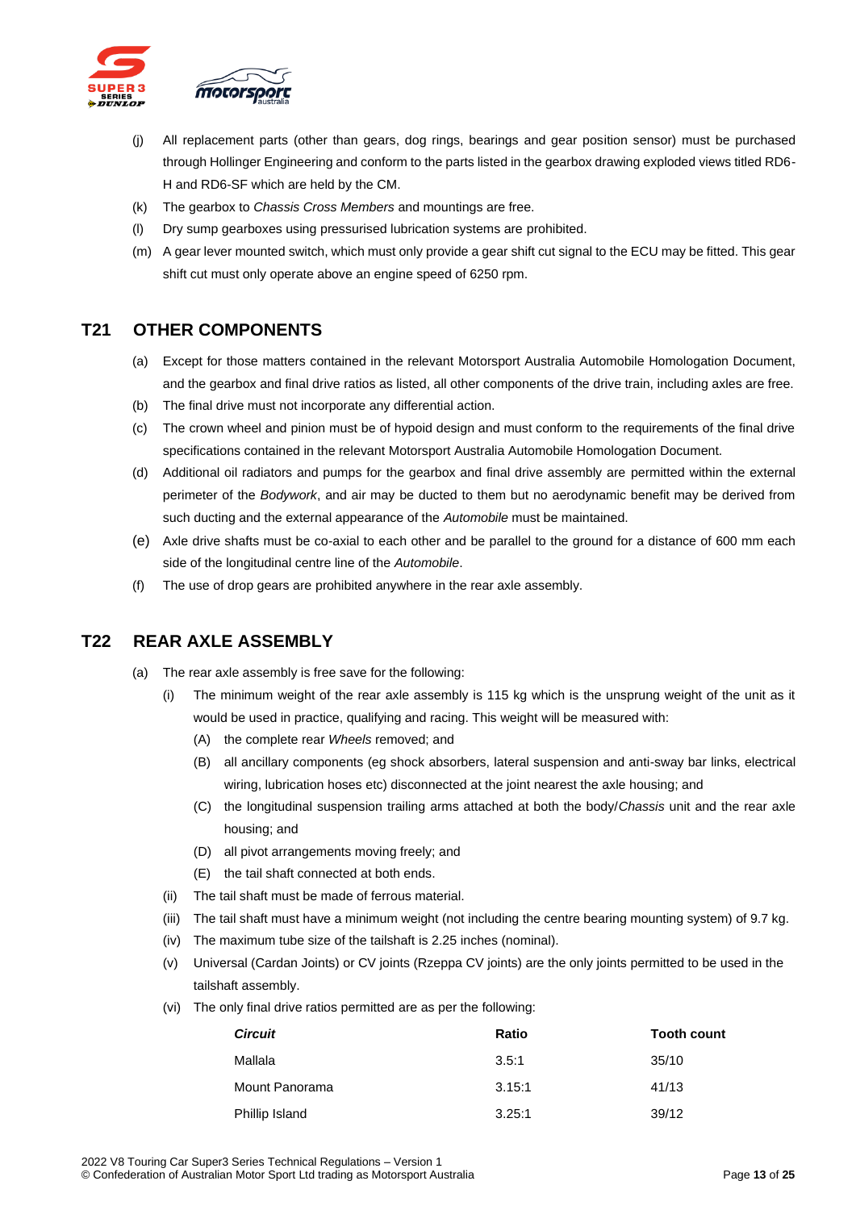(j) All replacement parts (other than gears, dog rings, bearings and gear position sensor) must be purchased through Hollinger Engineering and conform to the parts listed in the gearbox drawing exploded views titled RD6-H and RD6-SF which are held by the CM.

(k) The gearbox to *Chassis Cross Members* and mountings are free.

(l) Dry sump gearboxes using pressurised lubrication systems are prohibited.

(m) A gear lever mounted switch, which must only provide a gear shift cut signal to the ECU may be fitted. This gear shift cut must only operate above an engine speed of 6250 rpm.

## T21 OTHER COMPONENTS

(a) Except for those matters contained in the relevant Motorsport Australia Automobile Homologation Document, and the gearbox and final drive ratios as listed, all other components of the drive train, including axles are free.

(b) The final drive must not incorporate any differential action.

(c) The crown wheel and pinion must be of hypoid design and must conform to the requirements of the final drive specifications contained in the relevant Motorsport Australia Automobile Homologation Document.

(d) Additional oil radiators and pumps for the gearbox and final drive assembly are permitted within the external perimeter of the *Bodywork*, and air may be ducted to them but no aerodynamic benefit may be derived from such ducting and the external appearance of the *Automobile* must be maintained.

(e) Axle drive shafts must be co-axial to each other and be parallel to the ground for a distance of 600 mm each side of the longitudinal centre line of the *Automobile*.

(f) The use of drop gears are prohibited anywhere in the rear axle assembly.

## T22 REAR AXLE ASSEMBLY

(a) The rear axle assembly is free save for the following:

   (i) The minimum weight of the rear axle assembly is 115 kg which is the unsprung weight of the unit as it would be used in practice, qualifying and racing. This weight will be measured with:

      (A) the complete rear *Wheels* removed; and

      (B) all ancillary components (eg shock absorbers, lateral suspension and anti-sway bar links, electrical wiring, lubrication hoses etc) disconnected at the joint nearest the axle housing; and

      (C) the longitudinal suspension trailing arms attached at both the body/*Chassis* unit and the rear axle housing; and

      (D) all pivot arrangements moving freely; and

      (E) the tail shaft connected at both ends.

   (ii) The tail shaft must be made of ferrous material.

   (iii) The tail shaft must have a minimum weight (not including the centre bearing mounting system) of 9.7 kg.

   (iv) The maximum tube size of the tailshaft is 2.25 inches (nominal).

   (v) Universal (Cardan Joints) or CV joints (Rzeppa CV joints) are the only joints permitted to be used in the tailshaft assembly.

   (vi) The only final drive ratios permitted are as per the following:

| ***Circuit*** | **Ratio** | **Tooth count** |
|---|---|---|
| Mallala | 3.5:1 | 35/10 |
| Mount Panorama | 3.15:1 | 41/13 |
| Phillip Island | 3.25:1 | 39/12 |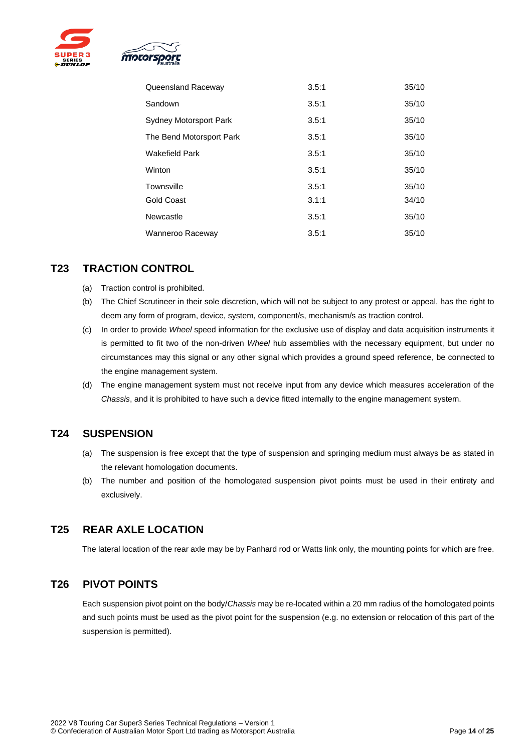| | | |
|---|---|---|
| Queensland Raceway | 3.5:1 | 35/10 |
| Sandown | 3.5:1 | 35/10 |
| Sydney Motorsport Park | 3.5:1 | 35/10 |
| The Bend Motorsport Park | 3.5:1 | 35/10 |
| Wakefield Park | 3.5:1 | 35/10 |
| Winton | 3.5:1 | 35/10 |
| Townsville | 3.5:1 | 35/10 |
| Gold Coast | 3.1:1 | 34/10 |
| Newcastle | 3.5:1 | 35/10 |
| Wanneroo Raceway | 3.5:1 | 35/10 |

## T23 TRACTION CONTROL

(a) Traction control is prohibited.

(b) The Chief Scrutineer in their sole discretion, which will not be subject to any protest or appeal, has the right to deem any form of program, device, system, component/s, mechanism/s as traction control.

(c) In order to provide *Wheel* speed information for the exclusive use of display and data acquisition instruments it is permitted to fit two of the non-driven *Wheel* hub assemblies with the necessary equipment, but under no circumstances may this signal or any other signal which provides a ground speed reference, be connected to the engine management system.

(d) The engine management system must not receive input from any device which measures acceleration of the *Chassis*, and it is prohibited to have such a device fitted internally to the engine management system.

## T24 SUSPENSION

(a) The suspension is free except that the type of suspension and springing medium must always be as stated in the relevant homologation documents.

(b) The number and position of the homologated suspension pivot points must be used in their entirety and exclusively.

## T25 REAR AXLE LOCATION

The lateral location of the rear axle may be by Panhard rod or Watts link only, the mounting points for which are free.

## T26 PIVOT POINTS

Each suspension pivot point on the body/*Chassis* may be re-located within a 20 mm radius of the homologated points and such points must be used as the pivot point for the suspension (e.g. no extension or relocation of this part of the suspension is permitted).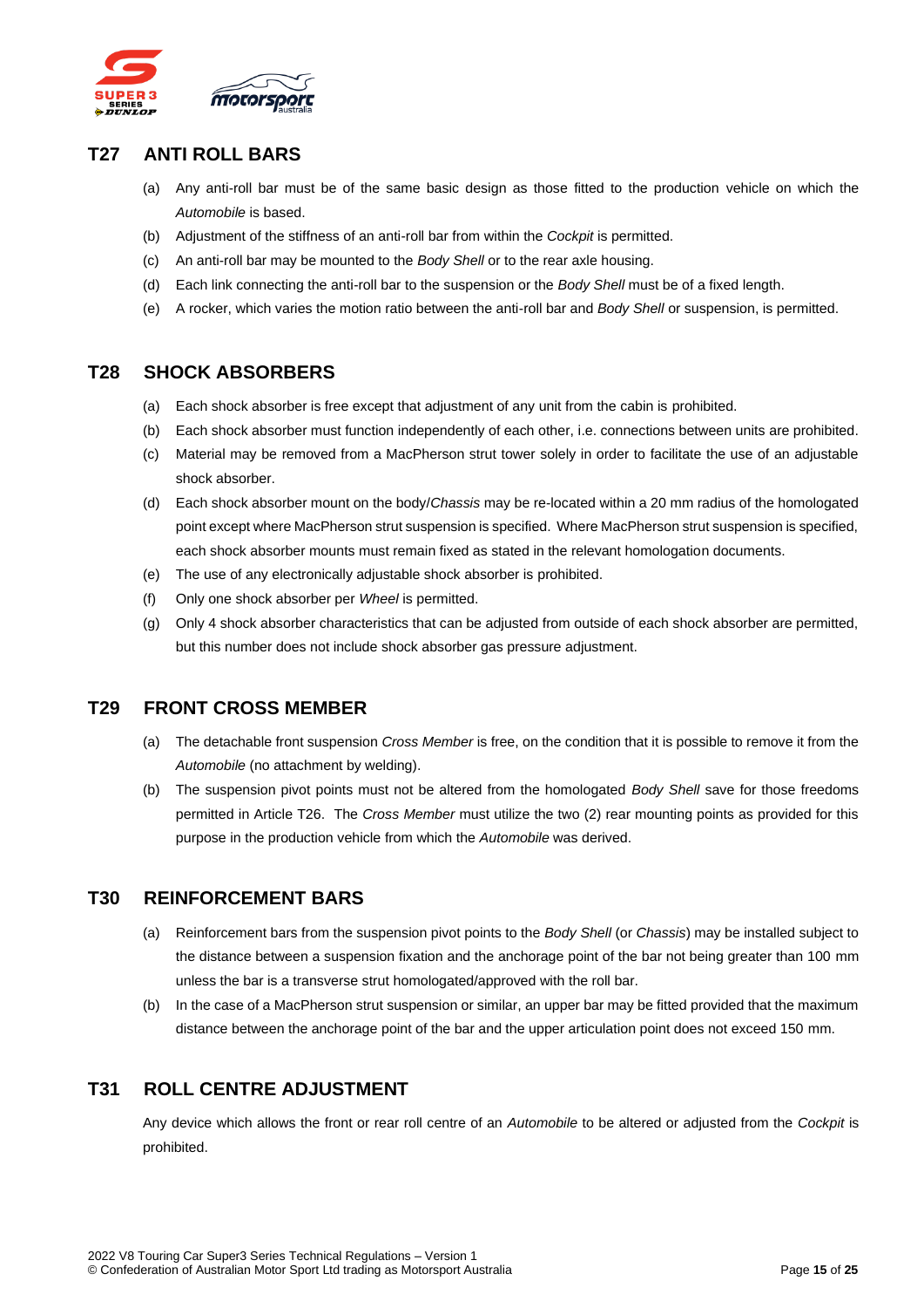## T27 ANTI ROLL BARS

(a) Any anti-roll bar must be of the same basic design as those fitted to the production vehicle on which the *Automobile* is based.

(b) Adjustment of the stiffness of an anti-roll bar from within the *Cockpit* is permitted.

(c) An anti-roll bar may be mounted to the *Body Shell* or to the rear axle housing.

(d) Each link connecting the anti-roll bar to the suspension or the *Body Shell* must be of a fixed length.

(e) A rocker, which varies the motion ratio between the anti-roll bar and *Body Shell* or suspension, is permitted.

## T28 SHOCK ABSORBERS

(a) Each shock absorber is free except that adjustment of any unit from the cabin is prohibited.

(b) Each shock absorber must function independently of each other, i.e. connections between units are prohibited.

(c) Material may be removed from a MacPherson strut tower solely in order to facilitate the use of an adjustable shock absorber.

(d) Each shock absorber mount on the body/*Chassis* may be re-located within a 20 mm radius of the homologated point except where MacPherson strut suspension is specified. Where MacPherson strut suspension is specified, each shock absorber mounts must remain fixed as stated in the relevant homologation documents.

(e) The use of any electronically adjustable shock absorber is prohibited.

(f) Only one shock absorber per *Wheel* is permitted.

(g) Only 4 shock absorber characteristics that can be adjusted from outside of each shock absorber are permitted, but this number does not include shock absorber gas pressure adjustment.

## T29 FRONT CROSS MEMBER

(a) The detachable front suspension *Cross Member* is free, on the condition that it is possible to remove it from the *Automobile* (no attachment by welding).

(b) The suspension pivot points must not be altered from the homologated *Body Shell* save for those freedoms permitted in Article T26. The *Cross Member* must utilize the two (2) rear mounting points as provided for this purpose in the production vehicle from which the *Automobile* was derived.

## T30 REINFORCEMENT BARS

(a) Reinforcement bars from the suspension pivot points to the *Body Shell* (or *Chassis*) may be installed subject to the distance between a suspension fixation and the anchorage point of the bar not being greater than 100 mm unless the bar is a transverse strut homologated/approved with the roll bar.

(b) In the case of a MacPherson strut suspension or similar, an upper bar may be fitted provided that the maximum distance between the anchorage point of the bar and the upper articulation point does not exceed 150 mm.

## T31 ROLL CENTRE ADJUSTMENT

Any device which allows the front or rear roll centre of an *Automobile* to be altered or adjusted from the *Cockpit* is prohibited.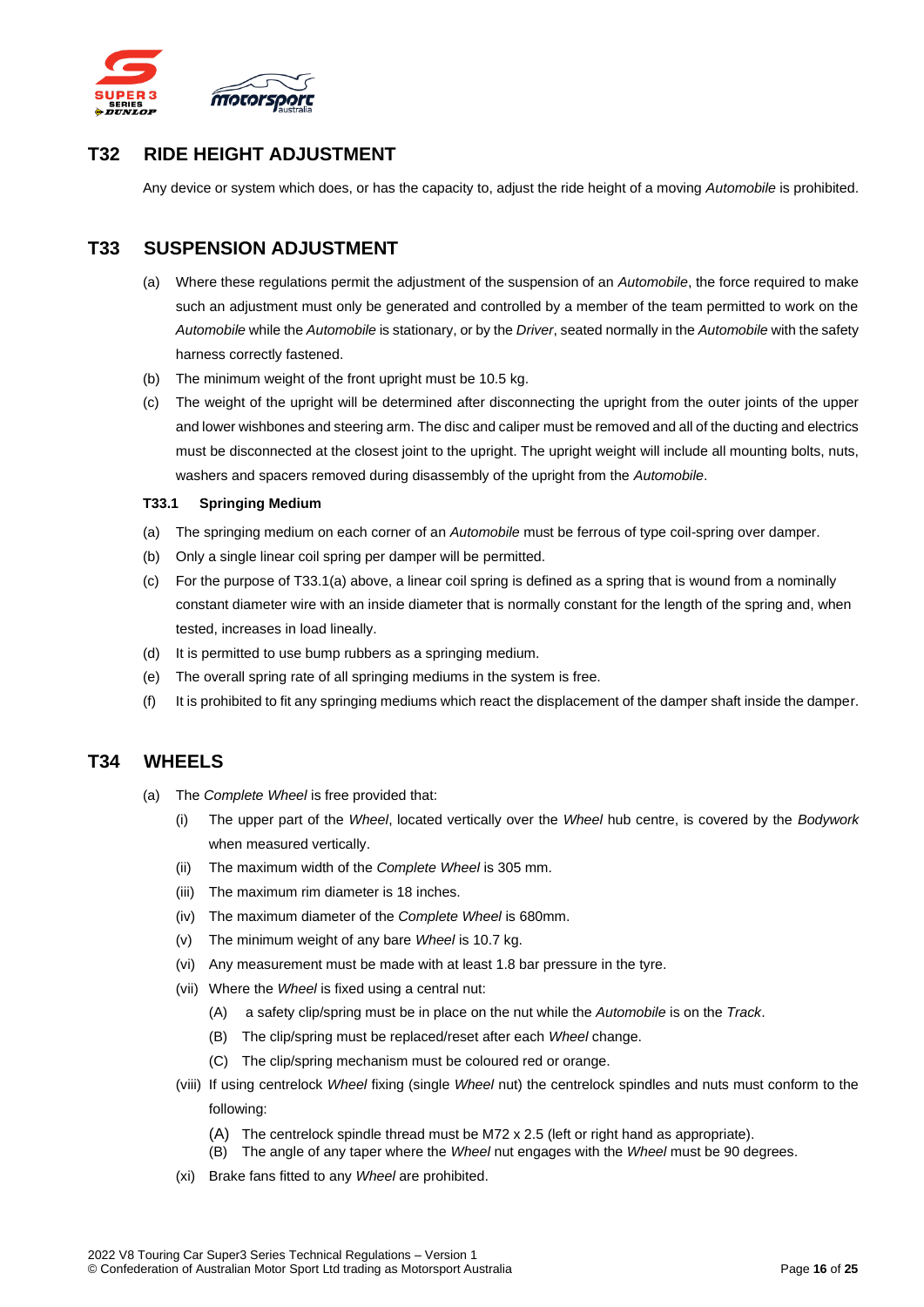## T32 RIDE HEIGHT ADJUSTMENT

Any device or system which does, or has the capacity to, adjust the ride height of a moving *Automobile* is prohibited.

## T33 SUSPENSION ADJUSTMENT

(a) Where these regulations permit the adjustment of the suspension of an *Automobile*, the force required to make such an adjustment must only be generated and controlled by a member of the team permitted to work on the *Automobile* while the *Automobile* is stationary, or by the *Driver*, seated normally in the *Automobile* with the safety harness correctly fastened.

(b) The minimum weight of the front upright must be 10.5 kg.

(c) The weight of the upright will be determined after disconnecting the upright from the outer joints of the upper and lower wishbones and steering arm. The disc and caliper must be removed and all of the ducting and electrics must be disconnected at the closest joint to the upright. The upright weight will include all mounting bolts, nuts, washers and spacers removed during disassembly of the upright from the *Automobile*.

### T33.1 Springing Medium

(a) The springing medium on each corner of an *Automobile* must be ferrous of type coil-spring over damper.

(b) Only a single linear coil spring per damper will be permitted.

(c) For the purpose of T33.1(a) above, a linear coil spring is defined as a spring that is wound from a nominally constant diameter wire with an inside diameter that is normally constant for the length of the spring and, when tested, increases in load lineally.

(d) It is permitted to use bump rubbers as a springing medium.

(e) The overall spring rate of all springing mediums in the system is free.

(f) It is prohibited to fit any springing mediums which react the displacement of the damper shaft inside the damper.

## T34 WHEELS

(a) The *Complete Wheel* is free provided that:

  (i) The upper part of the *Wheel*, located vertically over the *Wheel* hub centre, is covered by the *Bodywork* when measured vertically.

  (ii) The maximum width of the *Complete Wheel* is 305 mm.

  (iii) The maximum rim diameter is 18 inches.

  (iv) The maximum diameter of the *Complete Wheel* is 680mm.

  (v) The minimum weight of any bare *Wheel* is 10.7 kg.

  (vi) Any measurement must be made with at least 1.8 bar pressure in the tyre.

  (vii) Where the *Wheel* is fixed using a central nut:

    (A) a safety clip/spring must be in place on the nut while the *Automobile* is on the *Track*.

    (B) The clip/spring must be replaced/reset after each *Wheel* change.

    (C) The clip/spring mechanism must be coloured red or orange.

  (viii) If using centrelock *Wheel* fixing (single *Wheel* nut) the centrelock spindles and nuts must conform to the following:

    (A) The centrelock spindle thread must be M72 x 2.5 (left or right hand as appropriate).

    (B) The angle of any taper where the *Wheel* nut engages with the *Wheel* must be 90 degrees.

  (xi) Brake fans fitted to any *Wheel* are prohibited.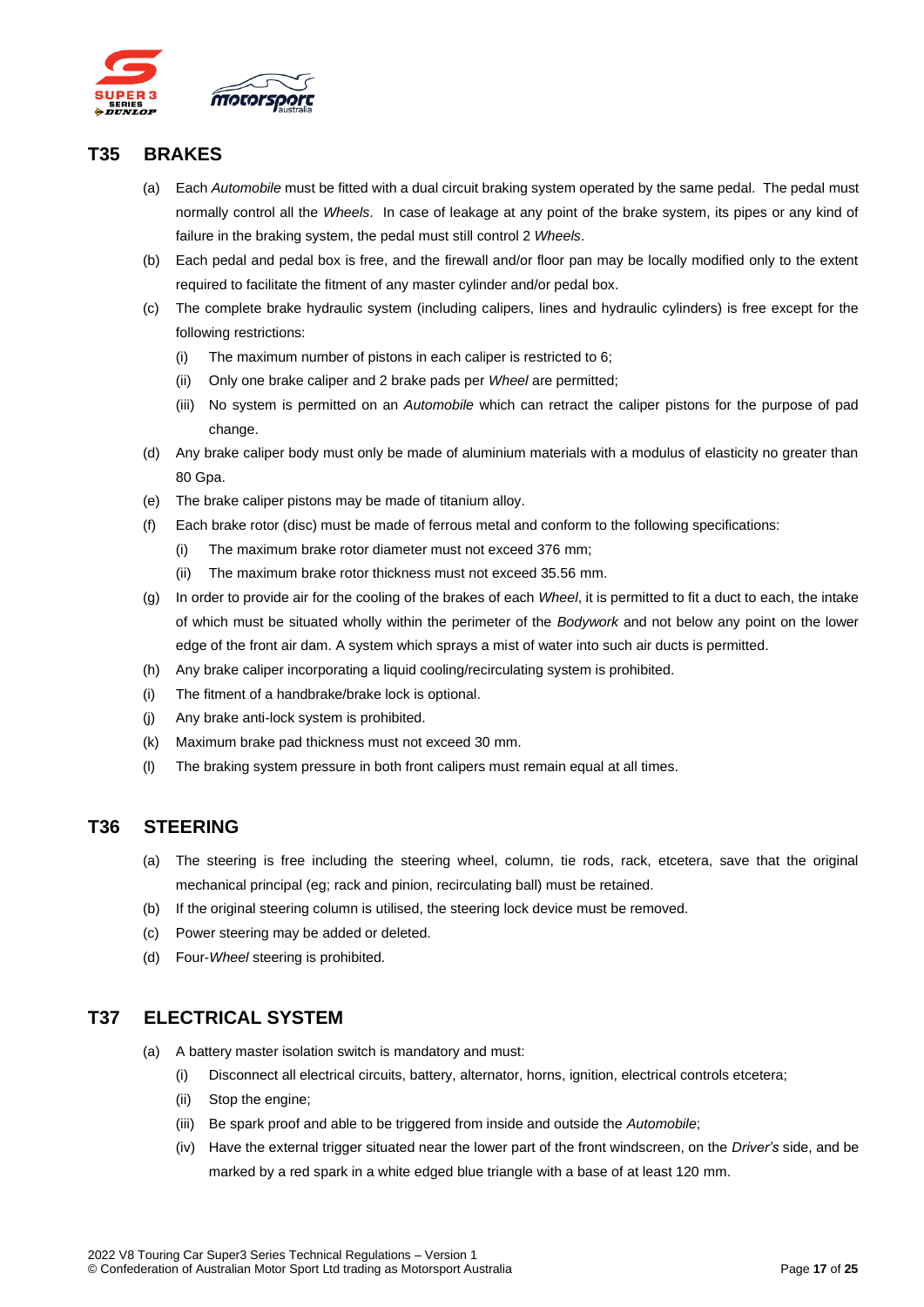## T35 BRAKES

(a) Each *Automobile* must be fitted with a dual circuit braking system operated by the same pedal. The pedal must normally control all the *Wheels*. In case of leakage at any point of the brake system, its pipes or any kind of failure in the braking system, the pedal must still control 2 *Wheels*.

(b) Each pedal and pedal box is free, and the firewall and/or floor pan may be locally modified only to the extent required to facilitate the fitment of any master cylinder and/or pedal box.

(c) The complete brake hydraulic system (including calipers, lines and hydraulic cylinders) is free except for the following restrictions:

- (i) The maximum number of pistons in each caliper is restricted to 6;
- (ii) Only one brake caliper and 2 brake pads per *Wheel* are permitted;
- (iii) No system is permitted on an *Automobile* which can retract the caliper pistons for the purpose of pad change.

(d) Any brake caliper body must only be made of aluminium materials with a modulus of elasticity no greater than 80 Gpa.

(e) The brake caliper pistons may be made of titanium alloy.

(f) Each brake rotor (disc) must be made of ferrous metal and conform to the following specifications:

- (i) The maximum brake rotor diameter must not exceed 376 mm;
- (ii) The maximum brake rotor thickness must not exceed 35.56 mm.

(g) In order to provide air for the cooling of the brakes of each *Wheel*, it is permitted to fit a duct to each, the intake of which must be situated wholly within the perimeter of the *Bodywork* and not below any point on the lower edge of the front air dam. A system which sprays a mist of water into such air ducts is permitted.

(h) Any brake caliper incorporating a liquid cooling/recirculating system is prohibited.

(i) The fitment of a handbrake/brake lock is optional.

(j) Any brake anti-lock system is prohibited.

(k) Maximum brake pad thickness must not exceed 30 mm.

(l) The braking system pressure in both front calipers must remain equal at all times.

## T36 STEERING

(a) The steering is free including the steering wheel, column, tie rods, rack, etcetera, save that the original mechanical principal (eg; rack and pinion, recirculating ball) must be retained.

(b) If the original steering column is utilised, the steering lock device must be removed.

(c) Power steering may be added or deleted.

(d) Four-*Wheel* steering is prohibited.

## T37 ELECTRICAL SYSTEM

(a) A battery master isolation switch is mandatory and must:

- (i) Disconnect all electrical circuits, battery, alternator, horns, ignition, electrical controls etcetera;
- (ii) Stop the engine;
- (iii) Be spark proof and able to be triggered from inside and outside the *Automobile*;
- (iv) Have the external trigger situated near the lower part of the front windscreen, on the *Driver's* side, and be marked by a red spark in a white edged blue triangle with a base of at least 120 mm.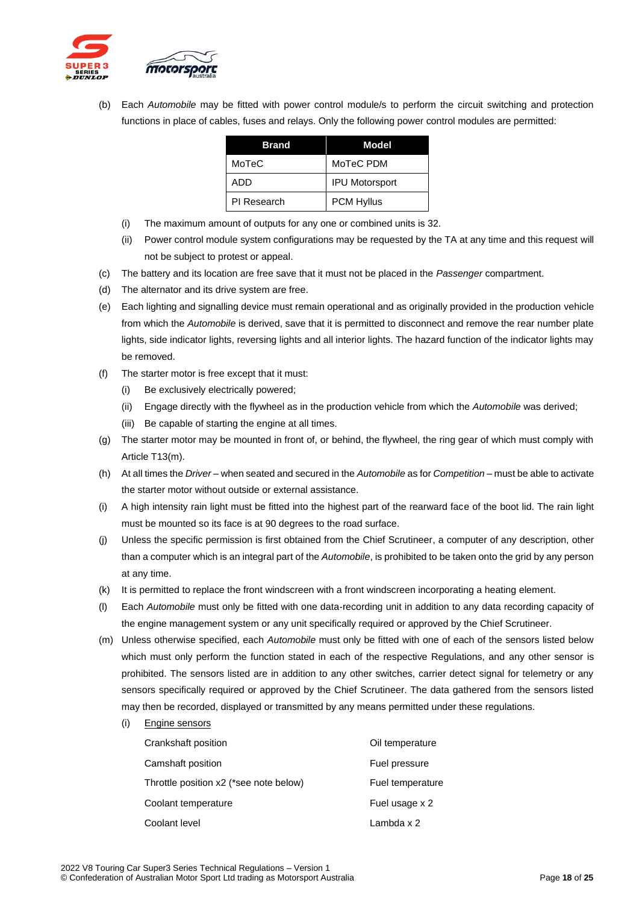(b) Each *Automobile* may be fitted with power control module/s to perform the circuit switching and protection functions in place of cables, fuses and relays. Only the following power control modules are permitted:

| Brand | Model |
|---|---|
| MoTeC | MoTeC PDM |
| ADD | IPU Motorsport |
| PI Research | PCM Hyllus |

(i) The maximum amount of outputs for any one or combined units is 32.

(ii) Power control module system configurations may be requested by the TA at any time and this request will not be subject to protest or appeal.

(c) The battery and its location are free save that it must not be placed in the *Passenger* compartment.

(d) The alternator and its drive system are free.

(e) Each lighting and signalling device must remain operational and as originally provided in the production vehicle from which the *Automobile* is derived, save that it is permitted to disconnect and remove the rear number plate lights, side indicator lights, reversing lights and all interior lights. The hazard function of the indicator lights may be removed.

(f) The starter motor is free except that it must:

(i) Be exclusively electrically powered;

(ii) Engage directly with the flywheel as in the production vehicle from which the *Automobile* was derived;

(iii) Be capable of starting the engine at all times.

(g) The starter motor may be mounted in front of, or behind, the flywheel, the ring gear of which must comply with Article T13(m).

(h) At all times the *Driver* – when seated and secured in the *Automobile* as for *Competition* – must be able to activate the starter motor without outside or external assistance.

(i) A high intensity rain light must be fitted into the highest part of the rearward face of the boot lid. The rain light must be mounted so its face is at 90 degrees to the road surface.

(j) Unless the specific permission is first obtained from the Chief Scrutineer, a computer of any description, other than a computer which is an integral part of the *Automobile*, is prohibited to be taken onto the grid by any person at any time.

(k) It is permitted to replace the front windscreen with a front windscreen incorporating a heating element.

(l) Each *Automobile* must only be fitted with one data-recording unit in addition to any data recording capacity of the engine management system or any unit specifically required or approved by the Chief Scrutineer.

(m) Unless otherwise specified, each *Automobile* must only be fitted with one of each of the sensors listed below which must only perform the function stated in each of the respective Regulations, and any other sensor is prohibited. The sensors listed are in addition to any other switches, carrier detect signal for telemetry or any sensors specifically required or approved by the Chief Scrutineer. The data gathered from the sensors listed may then be recorded, displayed or transmitted by any means permitted under these regulations.

(i) Engine sensors

Crankshaft position
Camshaft position
Throttle position x2 (*see note below)
Coolant temperature
Coolant level
Oil temperature
Fuel pressure
Fuel temperature
Fuel usage x 2
Lambda x 2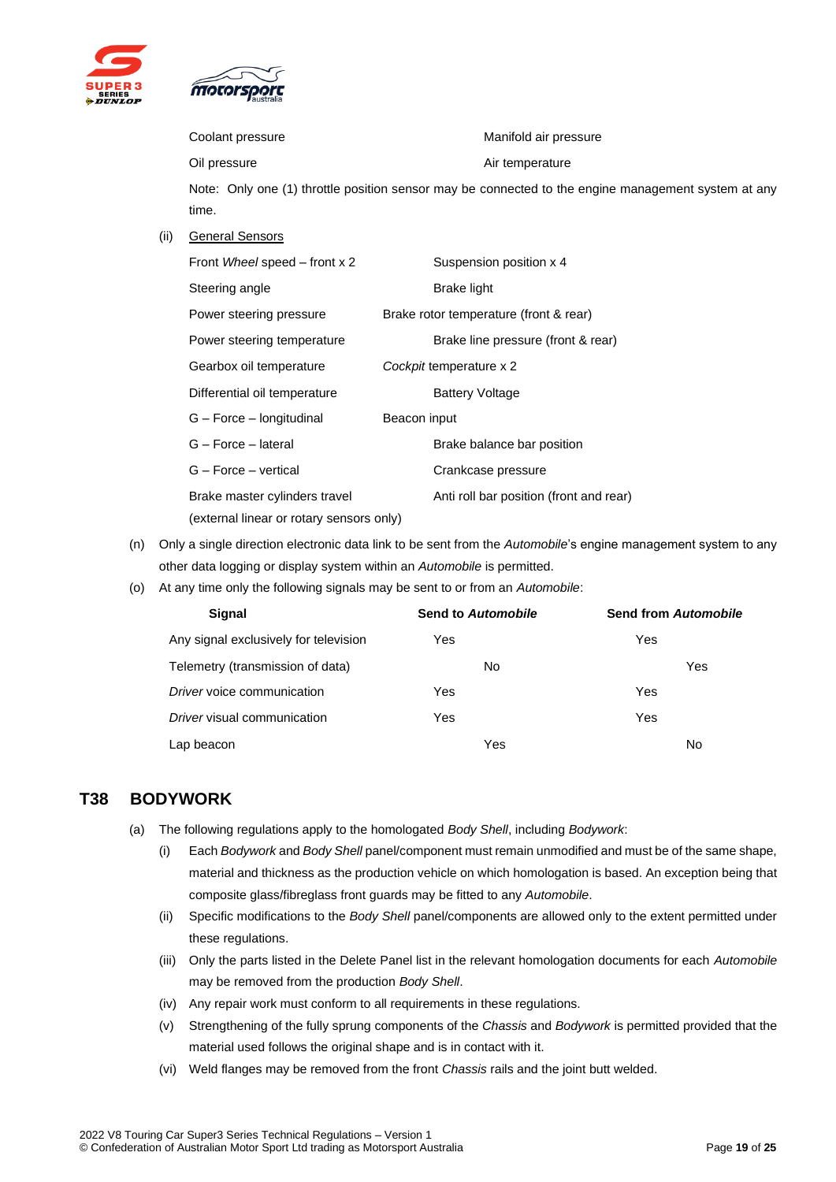| | |
|---|---|
| Coolant pressure | Manifold air pressure |
| Oil pressure | Air temperature |

Note: Only one (1) throttle position sensor may be connected to the engine management system at any time.

(ii) General Sensors

| | |
|---|---|
| Front *Wheel* speed – front x 2 | Suspension position x 4 |
| Steering angle | Brake light |
| Power steering pressure | Brake rotor temperature (front & rear) |
| Power steering temperature | Brake line pressure (front & rear) |
| Gearbox oil temperature | *Cockpit* temperature x 2 |
| Differential oil temperature | Battery Voltage |
| G – Force – longitudinal | Beacon input |
| G – Force – lateral | Brake balance bar position |
| G – Force – vertical | Crankcase pressure |
| Brake master cylinders travel (external linear or rotary sensors only) | Anti roll bar position (front and rear) |

(n) Only a single direction electronic data link to be sent from the *Automobile*'s engine management system to any other data logging or display system within an *Automobile* is permitted.

(o) At any time only the following signals may be sent to or from an *Automobile*:

| Signal | Send to *Automobile* | Send from *Automobile* |
|---|---|---|
| Any signal exclusively for television | Yes | Yes |
| Telemetry (transmission of data) | No | Yes |
| *Driver* voice communication | Yes | Yes |
| *Driver* visual communication | Yes | Yes |
| Lap beacon | Yes | No |

## T38 BODYWORK

(a) The following regulations apply to the homologated *Body Shell*, including *Bodywork*:

(i) Each *Bodywork* and *Body Shell* panel/component must remain unmodified and must be of the same shape, material and thickness as the production vehicle on which homologation is based. An exception being that composite glass/fibreglass front guards may be fitted to any *Automobile*.

(ii) Specific modifications to the *Body Shell* panel/components are allowed only to the extent permitted under these regulations.

(iii) Only the parts listed in the Delete Panel list in the relevant homologation documents for each *Automobile* may be removed from the production *Body Shell*.

(iv) Any repair work must conform to all requirements in these regulations.

(v) Strengthening of the fully sprung components of the *Chassis* and *Bodywork* is permitted provided that the material used follows the original shape and is in contact with it.

(vi) Weld flanges may be removed from the front *Chassis* rails and the joint butt welded.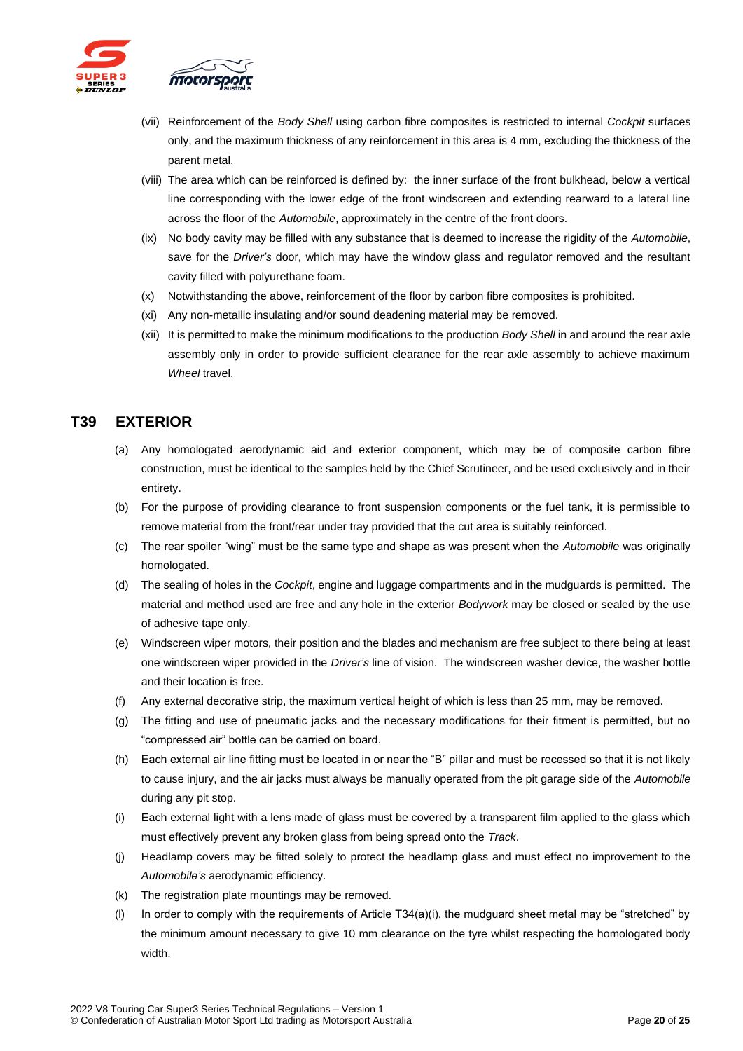(vii) Reinforcement of the *Body Shell* using carbon fibre composites is restricted to internal *Cockpit* surfaces only, and the maximum thickness of any reinforcement in this area is 4 mm, excluding the thickness of the parent metal.

(viii) The area which can be reinforced is defined by: the inner surface of the front bulkhead, below a vertical line corresponding with the lower edge of the front windscreen and extending rearward to a lateral line across the floor of the *Automobile*, approximately in the centre of the front doors.

(ix) No body cavity may be filled with any substance that is deemed to increase the rigidity of the *Automobile*, save for the *Driver's* door, which may have the window glass and regulator removed and the resultant cavity filled with polyurethane foam.

(x) Notwithstanding the above, reinforcement of the floor by carbon fibre composites is prohibited.

(xi) Any non-metallic insulating and/or sound deadening material may be removed.

(xii) It is permitted to make the minimum modifications to the production *Body Shell* in and around the rear axle assembly only in order to provide sufficient clearance for the rear axle assembly to achieve maximum *Wheel* travel.

## T39 EXTERIOR

(a) Any homologated aerodynamic aid and exterior component, which may be of composite carbon fibre construction, must be identical to the samples held by the Chief Scrutineer, and be used exclusively and in their entirety.

(b) For the purpose of providing clearance to front suspension components or the fuel tank, it is permissible to remove material from the front/rear under tray provided that the cut area is suitably reinforced.

(c) The rear spoiler "wing" must be the same type and shape as was present when the *Automobile* was originally homologated.

(d) The sealing of holes in the *Cockpit*, engine and luggage compartments and in the mudguards is permitted. The material and method used are free and any hole in the exterior *Bodywork* may be closed or sealed by the use of adhesive tape only.

(e) Windscreen wiper motors, their position and the blades and mechanism are free subject to there being at least one windscreen wiper provided in the *Driver's* line of vision. The windscreen washer device, the washer bottle and their location is free.

(f) Any external decorative strip, the maximum vertical height of which is less than 25 mm, may be removed.

(g) The fitting and use of pneumatic jacks and the necessary modifications for their fitment is permitted, but no "compressed air" bottle can be carried on board.

(h) Each external air line fitting must be located in or near the "B" pillar and must be recessed so that it is not likely to cause injury, and the air jacks must always be manually operated from the pit garage side of the *Automobile* during any pit stop.

(i) Each external light with a lens made of glass must be covered by a transparent film applied to the glass which must effectively prevent any broken glass from being spread onto the *Track*.

(j) Headlamp covers may be fitted solely to protect the headlamp glass and must effect no improvement to the *Automobile's* aerodynamic efficiency.

(k) The registration plate mountings may be removed.

(l) In order to comply with the requirements of Article T34(a)(i), the mudguard sheet metal may be "stretched" by the minimum amount necessary to give 10 mm clearance on the tyre whilst respecting the homologated body width.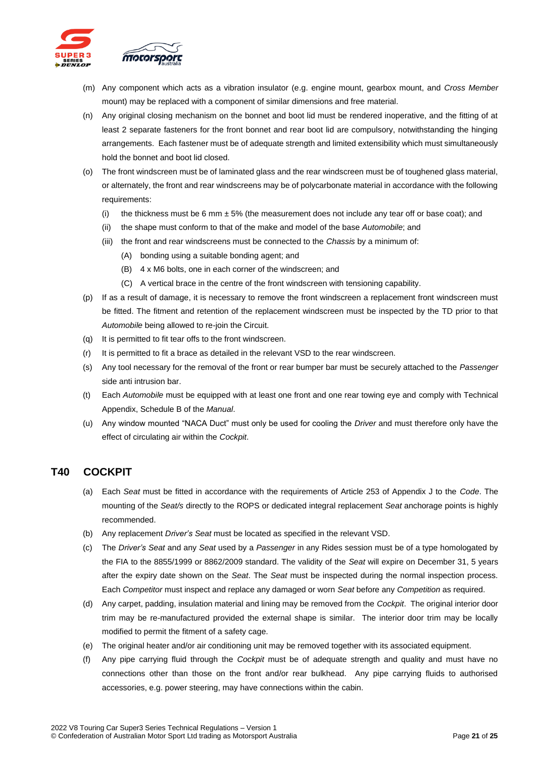(m) Any component which acts as a vibration insulator (e.g. engine mount, gearbox mount, and *Cross Member* mount) may be replaced with a component of similar dimensions and free material.

(n) Any original closing mechanism on the bonnet and boot lid must be rendered inoperative, and the fitting of at least 2 separate fasteners for the front bonnet and rear boot lid are compulsory, notwithstanding the hinging arrangements. Each fastener must be of adequate strength and limited extensibility which must simultaneously hold the bonnet and boot lid closed.

(o) The front windscreen must be of laminated glass and the rear windscreen must be of toughened glass material, or alternately, the front and rear windscreens may be of polycarbonate material in accordance with the following requirements:

   (i) the thickness must be 6 mm ± 5% (the measurement does not include any tear off or base coat); and

   (ii) the shape must conform to that of the make and model of the base *Automobile*; and

   (iii) the front and rear windscreens must be connected to the *Chassis* by a minimum of:

      (A) bonding using a suitable bonding agent; and

      (B) 4 x M6 bolts, one in each corner of the windscreen; and

      (C) A vertical brace in the centre of the front windscreen with tensioning capability.

(p) If as a result of damage, it is necessary to remove the front windscreen a replacement front windscreen must be fitted. The fitment and retention of the replacement windscreen must be inspected by the TD prior to that *Automobile* being allowed to re-join the Circuit.

(q) It is permitted to fit tear offs to the front windscreen.

(r) It is permitted to fit a brace as detailed in the relevant VSD to the rear windscreen.

(s) Any tool necessary for the removal of the front or rear bumper bar must be securely attached to the *Passenger* side anti intrusion bar.

(t) Each *Automobile* must be equipped with at least one front and one rear towing eye and comply with Technical Appendix, Schedule B of the *Manual*.

(u) Any window mounted "NACA Duct" must only be used for cooling the *Driver* and must therefore only have the effect of circulating air within the *Cockpit*.

## T40 COCKPIT

(a) Each *Seat* must be fitted in accordance with the requirements of Article 253 of Appendix J to the *Code*. The mounting of the *Seat/s* directly to the ROPS or dedicated integral replacement *Seat* anchorage points is highly recommended.

(b) Any replacement *Driver's Seat* must be located as specified in the relevant VSD.

(c) The *Driver's Seat* and any *Seat* used by a *Passenger* in any Rides session must be of a type homologated by the FIA to the 8855/1999 or 8862/2009 standard. The validity of the *Seat* will expire on December 31, 5 years after the expiry date shown on the *Seat*. The *Seat* must be inspected during the normal inspection process. Each *Competitor* must inspect and replace any damaged or worn *Seat* before any *Competition* as required.

(d) Any carpet, padding, insulation material and lining may be removed from the *Cockpit*. The original interior door trim may be re-manufactured provided the external shape is similar. The interior door trim may be locally modified to permit the fitment of a safety cage.

(e) The original heater and/or air conditioning unit may be removed together with its associated equipment.

(f) Any pipe carrying fluid through the *Cockpit* must be of adequate strength and quality and must have no connections other than those on the front and/or rear bulkhead. Any pipe carrying fluids to authorised accessories, e.g. power steering, may have connections within the cabin.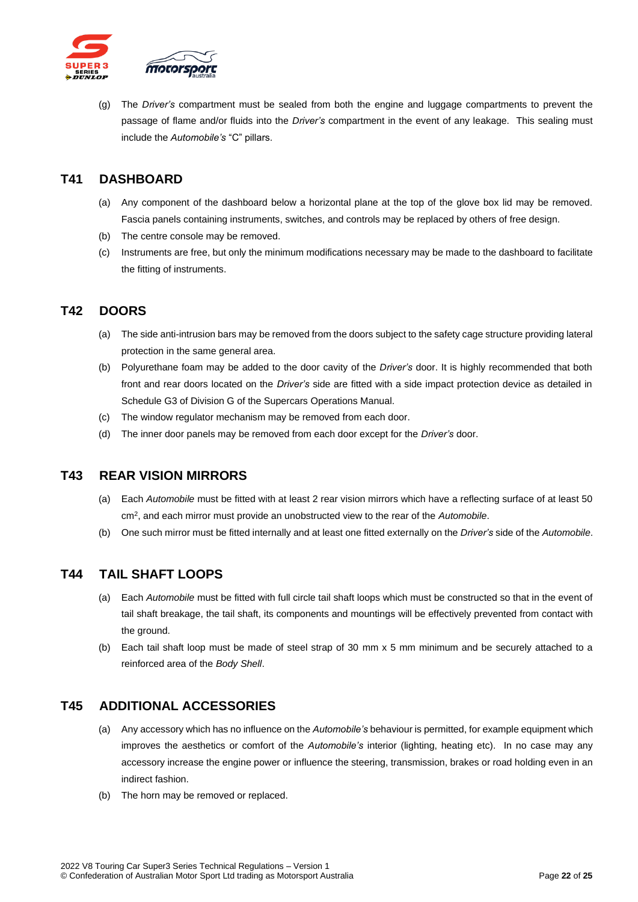(g) The *Driver's* compartment must be sealed from both the engine and luggage compartments to prevent the passage of flame and/or fluids into the *Driver's* compartment in the event of any leakage. This sealing must include the *Automobile's* "C" pillars.

## T41 DASHBOARD

(a) Any component of the dashboard below a horizontal plane at the top of the glove box lid may be removed. Fascia panels containing instruments, switches, and controls may be replaced by others of free design.

(b) The centre console may be removed.

(c) Instruments are free, but only the minimum modifications necessary may be made to the dashboard to facilitate the fitting of instruments.

## T42 DOORS

(a) The side anti-intrusion bars may be removed from the doors subject to the safety cage structure providing lateral protection in the same general area.

(b) Polyurethane foam may be added to the door cavity of the *Driver's* door. It is highly recommended that both front and rear doors located on the *Driver's* side are fitted with a side impact protection device as detailed in Schedule G3 of Division G of the Supercars Operations Manual.

(c) The window regulator mechanism may be removed from each door.

(d) The inner door panels may be removed from each door except for the *Driver's* door.

## T43 REAR VISION MIRRORS

(a) Each *Automobile* must be fitted with at least 2 rear vision mirrors which have a reflecting surface of at least 50 $cm^2$, and each mirror must provide an unobstructed view to the rear of the *Automobile*.

(b) One such mirror must be fitted internally and at least one fitted externally on the *Driver's* side of the *Automobile*.

## T44 TAIL SHAFT LOOPS

(a) Each *Automobile* must be fitted with full circle tail shaft loops which must be constructed so that in the event of tail shaft breakage, the tail shaft, its components and mountings will be effectively prevented from contact with the ground.

(b) Each tail shaft loop must be made of steel strap of 30 mm x 5 mm minimum and be securely attached to a reinforced area of the *Body Shell*.

## T45 ADDITIONAL ACCESSORIES

(a) Any accessory which has no influence on the *Automobile's* behaviour is permitted, for example equipment which improves the aesthetics or comfort of the *Automobile's* interior (lighting, heating etc). In no case may any accessory increase the engine power or influence the steering, transmission, brakes or road holding even in an indirect fashion.

(b) The horn may be removed or replaced.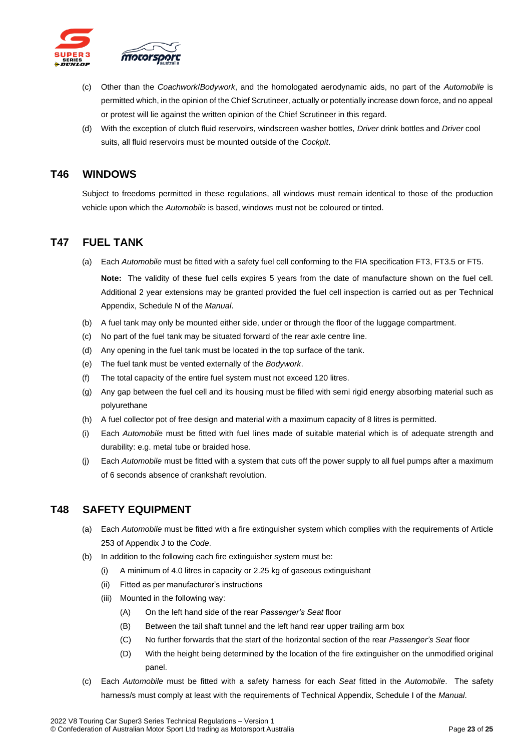(c) Other than the *Coachwork*/*Bodywork*, and the homologated aerodynamic aids, no part of the *Automobile* is permitted which, in the opinion of the Chief Scrutineer, actually or potentially increase down force, and no appeal or protest will lie against the written opinion of the Chief Scrutineer in this regard.

(d) With the exception of clutch fluid reservoirs, windscreen washer bottles, *Driver* drink bottles and *Driver* cool suits, all fluid reservoirs must be mounted outside of the *Cockpit*.

## T46 WINDOWS

Subject to freedoms permitted in these regulations, all windows must remain identical to those of the production vehicle upon which the *Automobile* is based, windows must not be coloured or tinted.

## T47 FUEL TANK

(a) Each *Automobile* must be fitted with a safety fuel cell conforming to the FIA specification FT3, FT3.5 or FT5.

**Note:** The validity of these fuel cells expires 5 years from the date of manufacture shown on the fuel cell. Additional 2 year extensions may be granted provided the fuel cell inspection is carried out as per Technical Appendix, Schedule N of the *Manual*.

(b) A fuel tank may only be mounted either side, under or through the floor of the luggage compartment.

(c) No part of the fuel tank may be situated forward of the rear axle centre line.

(d) Any opening in the fuel tank must be located in the top surface of the tank.

(e) The fuel tank must be vented externally of the *Bodywork*.

(f) The total capacity of the entire fuel system must not exceed 120 litres.

(g) Any gap between the fuel cell and its housing must be filled with semi rigid energy absorbing material such as polyurethane

(h) A fuel collector pot of free design and material with a maximum capacity of 8 litres is permitted.

(i) Each *Automobile* must be fitted with fuel lines made of suitable material which is of adequate strength and durability: e.g. metal tube or braided hose.

(j) Each *Automobile* must be fitted with a system that cuts off the power supply to all fuel pumps after a maximum of 6 seconds absence of crankshaft revolution.

## T48 SAFETY EQUIPMENT

(a) Each *Automobile* must be fitted with a fire extinguisher system which complies with the requirements of Article 253 of Appendix J to the *Code*.

(b) In addition to the following each fire extinguisher system must be:

(i) A minimum of 4.0 litres in capacity or 2.25 kg of gaseous extinguishant

(ii) Fitted as per manufacturer's instructions

(iii) Mounted in the following way:

(A) On the left hand side of the rear *Passenger's Seat* floor

(B) Between the tail shaft tunnel and the left hand rear upper trailing arm box

(C) No further forwards that the start of the horizontal section of the rear *Passenger's Seat* floor

(D) With the height being determined by the location of the fire extinguisher on the unmodified original panel.

(c) Each *Automobile* must be fitted with a safety harness for each *Seat* fitted in the *Automobile*. The safety harness/s must comply at least with the requirements of Technical Appendix, Schedule I of the *Manual*.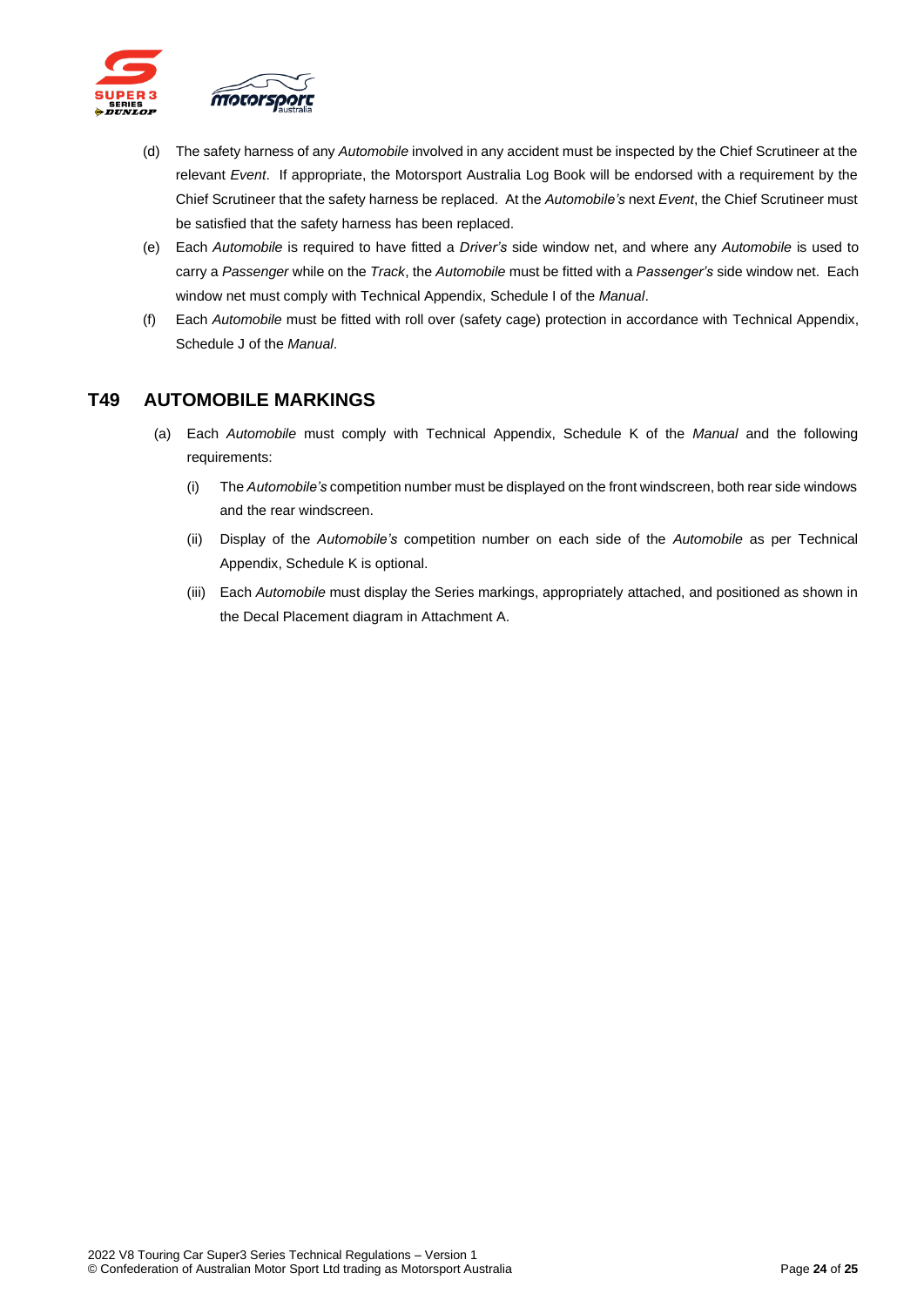(d) The safety harness of any *Automobile* involved in any accident must be inspected by the Chief Scrutineer at the relevant *Event*. If appropriate, the Motorsport Australia Log Book will be endorsed with a requirement by the Chief Scrutineer that the safety harness be replaced. At the *Automobile's* next *Event*, the Chief Scrutineer must be satisfied that the safety harness has been replaced.

(e) Each *Automobile* is required to have fitted a *Driver's* side window net, and where any *Automobile* is used to carry a *Passenger* while on the *Track*, the *Automobile* must be fitted with a *Passenger's* side window net. Each window net must comply with Technical Appendix, Schedule I of the *Manual*.

(f) Each *Automobile* must be fitted with roll over (safety cage) protection in accordance with Technical Appendix, Schedule J of the *Manual*.

## T49 AUTOMOBILE MARKINGS

(a) Each *Automobile* must comply with Technical Appendix, Schedule K of the *Manual* and the following requirements:

(i) The *Automobile's* competition number must be displayed on the front windscreen, both rear side windows and the rear windscreen.

(ii) Display of the *Automobile's* competition number on each side of the *Automobile* as per Technical Appendix, Schedule K is optional.

(iii) Each *Automobile* must display the Series markings, appropriately attached, and positioned as shown in the Decal Placement diagram in Attachment A.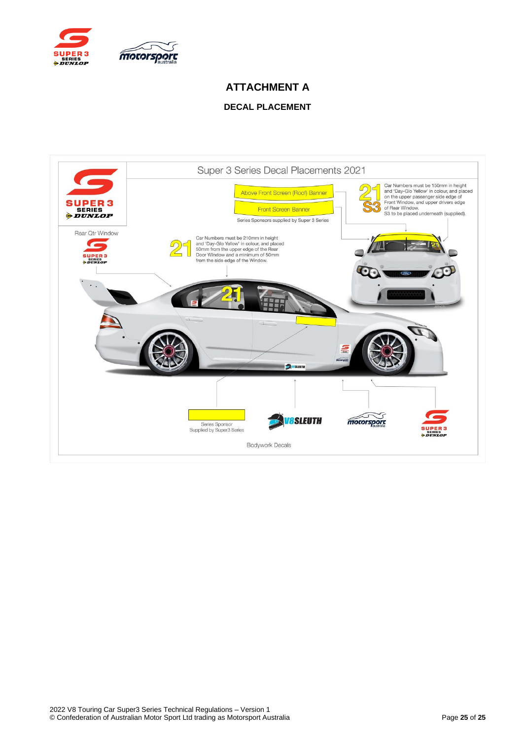# ATTACHMENT A

## DECAL PLACEMENT

Super 3 Series Decal Placements 2021

Above Front Screen (Roof) Banner

Front Screen Banner

Series Sponsors supplied by Super 3 Series

Car Numbers must be 150mm in height and 'Day-Glo Yellow' in colour, and placed on the upper passenger side edge of Front Window, and upper drivers edge of Rear Window.
S3 to be placed underneath (supplied).

Rear Qtr Window

Car Numbers must be 210mm in height and 'Day-Glo Yellow' in colour, and placed 50mm from the upper edge of the Rear Door Window and a minimum of 50mm from the side edge of the Window.

Series Sponsor
Supplied by Super3 Series

Bodywork Decals